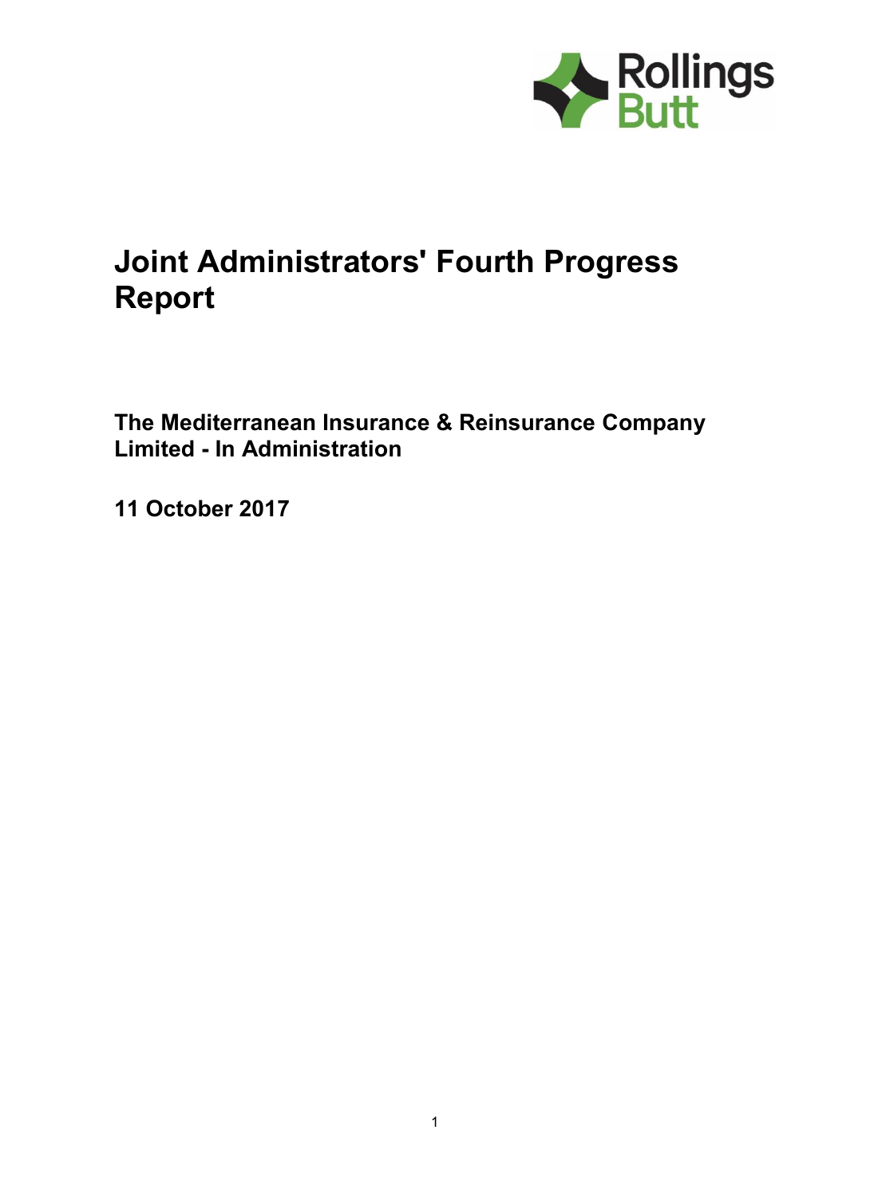Rollings Butt

# Joint Administrators' Fourth Progress Report

## The Mediterranean Insurance & Reinsurance Company Limited - In Administration

## 11 October 2017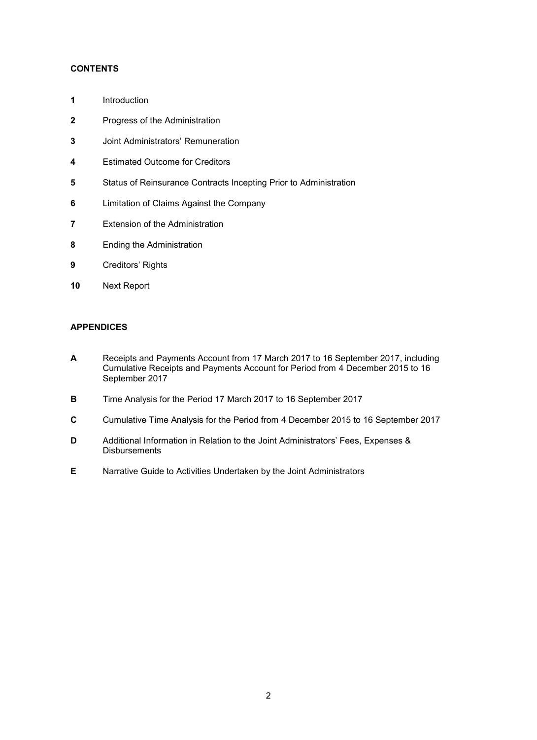## CONTENTS

**1** Introduction

**2** Progress of the Administration

**3** Joint Administrators' Remuneration

**4** Estimated Outcome for Creditors

**5** Status of Reinsurance Contracts Incepting Prior to Administration

**6** Limitation of Claims Against the Company

**7** Extension of the Administration

**8** Ending the Administration

**9** Creditors' Rights

**10** Next Report

## APPENDICES

**A** Receipts and Payments Account from 17 March 2017 to 16 September 2017, including Cumulative Receipts and Payments Account for Period from 4 December 2015 to 16 September 2017

**B** Time Analysis for the Period 17 March 2017 to 16 September 2017

**C** Cumulative Time Analysis for the Period from 4 December 2015 to 16 September 2017

**D** Additional Information in Relation to the Joint Administrators' Fees, Expenses & Disbursements

**E** Narrative Guide to Activities Undertaken by the Joint Administrators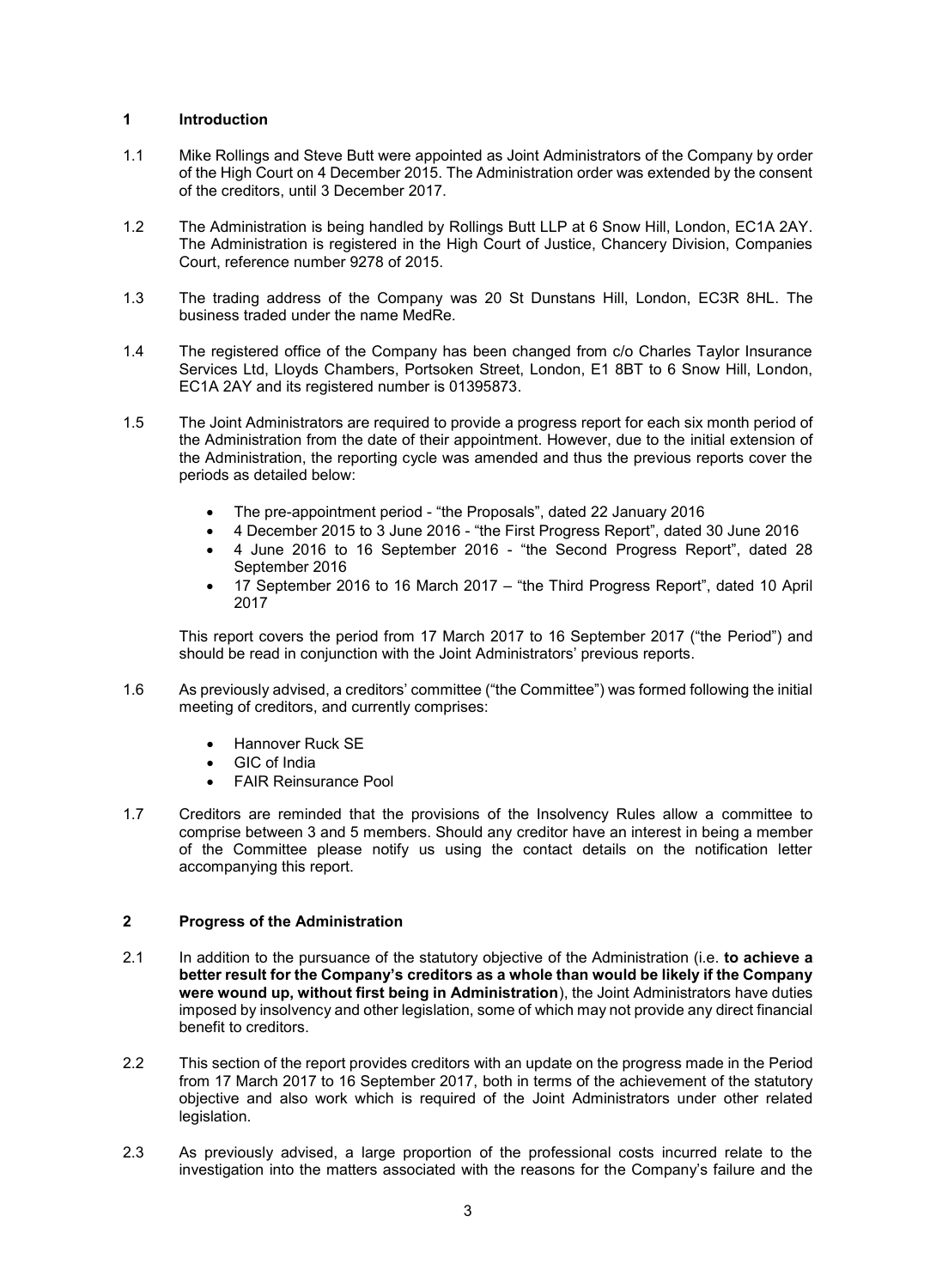## 1 Introduction

1.1 Mike Rollings and Steve Butt were appointed as Joint Administrators of the Company by order of the High Court on 4 December 2015. The Administration order was extended by the consent of the creditors, until 3 December 2017.

1.2 The Administration is being handled by Rollings Butt LLP at 6 Snow Hill, London, EC1A 2AY. The Administration is registered in the High Court of Justice, Chancery Division, Companies Court, reference number 9278 of 2015.

1.3 The trading address of the Company was 20 St Dunstans Hill, London, EC3R 8HL. The business traded under the name MedRe.

1.4 The registered office of the Company has been changed from c/o Charles Taylor Insurance Services Ltd, Lloyds Chambers, Portsoken Street, London, E1 8BT to 6 Snow Hill, London, EC1A 2AY and its registered number is 01395873.

1.5 The Joint Administrators are required to provide a progress report for each six month period of the Administration from the date of their appointment. However, due to the initial extension of the Administration, the reporting cycle was amended and thus the previous reports cover the periods as detailed below:

- The pre-appointment period - "the Proposals", dated 22 January 2016
- 4 December 2015 to 3 June 2016 - "the First Progress Report", dated 30 June 2016
- 4 June 2016 to 16 September 2016 - "the Second Progress Report", dated 28 September 2016
- 17 September 2016 to 16 March 2017 – "the Third Progress Report", dated 10 April 2017

This report covers the period from 17 March 2017 to 16 September 2017 ("the Period") and should be read in conjunction with the Joint Administrators' previous reports.

1.6 As previously advised, a creditors' committee ("the Committee") was formed following the initial meeting of creditors, and currently comprises:

- Hannover Ruck SE
- GIC of India
- FAIR Reinsurance Pool

1.7 Creditors are reminded that the provisions of the Insolvency Rules allow a committee to comprise between 3 and 5 members. Should any creditor have an interest in being a member of the Committee please notify us using the contact details on the notification letter accompanying this report.

## 2 Progress of the Administration

2.1 In addition to the pursuance of the statutory objective of the Administration (i.e. **to achieve a better result for the Company's creditors as a whole than would be likely if the Company were wound up, without first being in Administration**), the Joint Administrators have duties imposed by insolvency and other legislation, some of which may not provide any direct financial benefit to creditors.

2.2 This section of the report provides creditors with an update on the progress made in the Period from 17 March 2017 to 16 September 2017, both in terms of the achievement of the statutory objective and also work which is required of the Joint Administrators under other related legislation.

2.3 As previously advised, a large proportion of the professional costs incurred relate to the investigation into the matters associated with the reasons for the Company's failure and the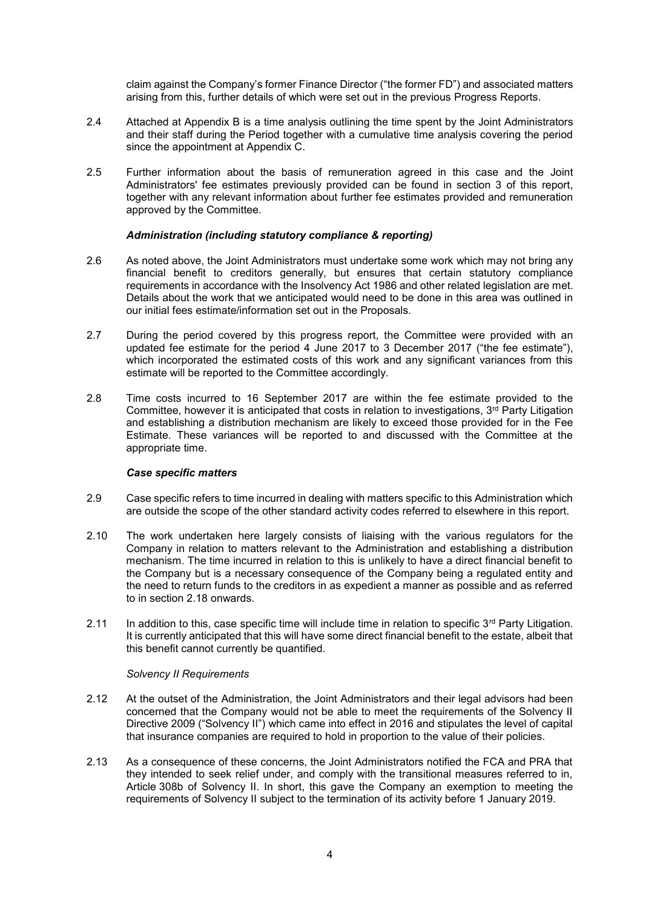claim against the Company's former Finance Director ("the former FD") and associated matters arising from this, further details of which were set out in the previous Progress Reports.

2.4 Attached at Appendix B is a time analysis outlining the time spent by the Joint Administrators and their staff during the Period together with a cumulative time analysis covering the period since the appointment at Appendix C.

2.5 Further information about the basis of remuneration agreed in this case and the Joint Administrators' fee estimates previously provided can be found in section 3 of this report, together with any relevant information about further fee estimates provided and remuneration approved by the Committee.

***Administration (including statutory compliance & reporting)***

2.6 As noted above, the Joint Administrators must undertake some work which may not bring any financial benefit to creditors generally, but ensures that certain statutory compliance requirements in accordance with the Insolvency Act 1986 and other related legislation are met. Details about the work that we anticipated would need to be done in this area was outlined in our initial fees estimate/information set out in the Proposals.

2.7 During the period covered by this progress report, the Committee were provided with an updated fee estimate for the period 4 June 2017 to 3 December 2017 ("the fee estimate"), which incorporated the estimated costs of this work and any significant variances from this estimate will be reported to the Committee accordingly.

2.8 Time costs incurred to 16 September 2017 are within the fee estimate provided to the Committee, however it is anticipated that costs in relation to investigations, 3rd Party Litigation and establishing a distribution mechanism are likely to exceed those provided for in the Fee Estimate. These variances will be reported to and discussed with the Committee at the appropriate time.

***Case specific matters***

2.9 Case specific refers to time incurred in dealing with matters specific to this Administration which are outside the scope of the other standard activity codes referred to elsewhere in this report.

2.10 The work undertaken here largely consists of liaising with the various regulators for the Company in relation to matters relevant to the Administration and establishing a distribution mechanism. The time incurred in relation to this is unlikely to have a direct financial benefit to the Company but is a necessary consequence of the Company being a regulated entity and the need to return funds to the creditors in as expedient a manner as possible and as referred to in section 2.18 onwards.

2.11 In addition to this, case specific time will include time in relation to specific 3rd Party Litigation. It is currently anticipated that this will have some direct financial benefit to the estate, albeit that this benefit cannot currently be quantified.

*Solvency II Requirements*

2.12 At the outset of the Administration, the Joint Administrators and their legal advisors had been concerned that the Company would not be able to meet the requirements of the Solvency II Directive 2009 ("Solvency II") which came into effect in 2016 and stipulates the level of capital that insurance companies are required to hold in proportion to the value of their policies.

2.13 As a consequence of these concerns, the Joint Administrators notified the FCA and PRA that they intended to seek relief under, and comply with the transitional measures referred to in, Article 308b of Solvency II. In short, this gave the Company an exemption to meeting the requirements of Solvency II subject to the termination of its activity before 1 January 2019.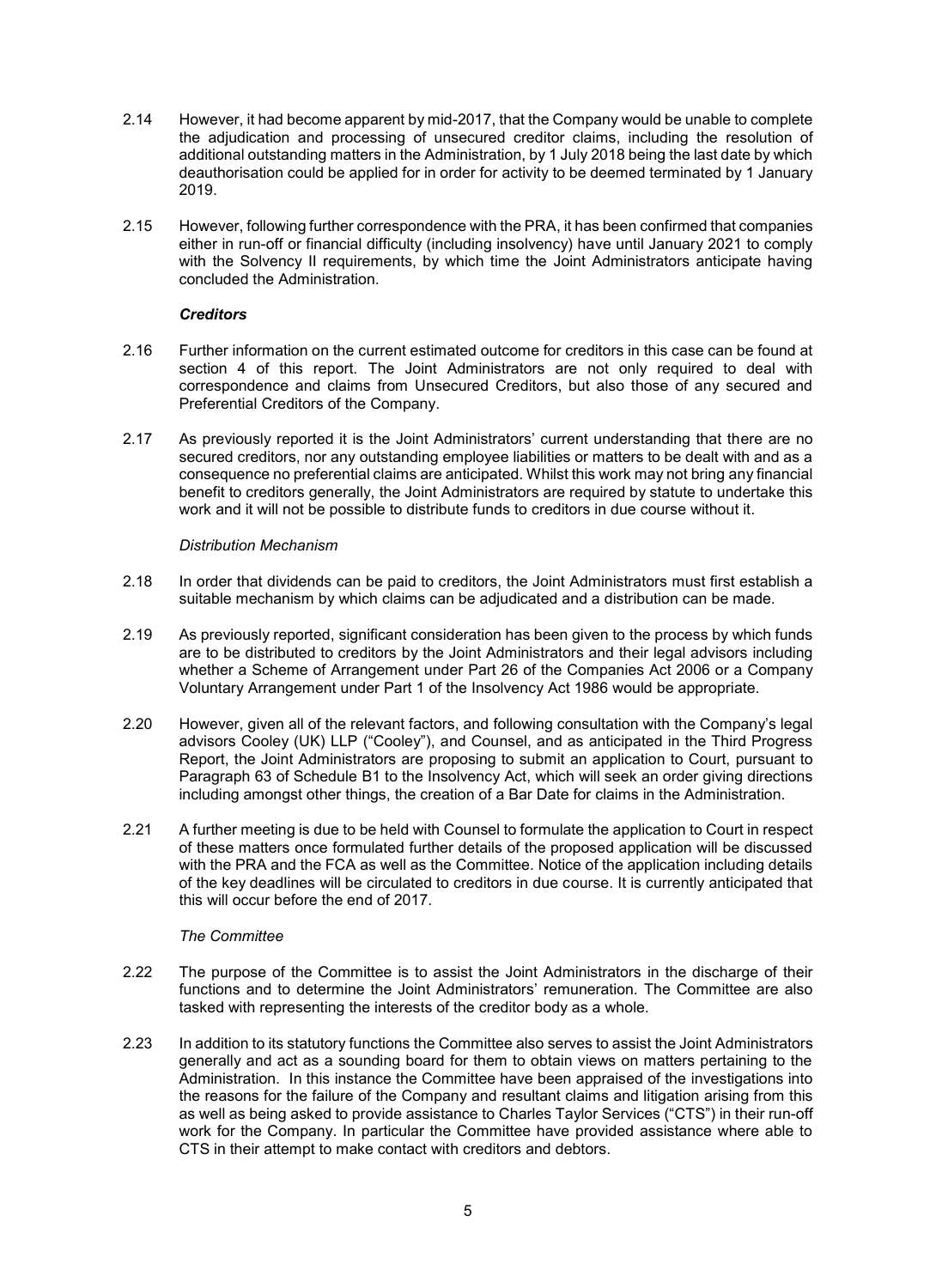2.14 However, it had become apparent by mid-2017, that the Company would be unable to complete the adjudication and processing of unsecured creditor claims, including the resolution of additional outstanding matters in the Administration, by 1 July 2018 being the last date by which deauthorisation could be applied for in order for activity to be deemed terminated by 1 January 2019.

2.15 However, following further correspondence with the PRA, it has been confirmed that companies either in run-off or financial difficulty (including insolvency) have until January 2021 to comply with the Solvency II requirements, by which time the Joint Administrators anticipate having concluded the Administration.

***Creditors***

2.16 Further information on the current estimated outcome for creditors in this case can be found at section 4 of this report. The Joint Administrators are not only required to deal with correspondence and claims from Unsecured Creditors, but also those of any secured and Preferential Creditors of the Company.

2.17 As previously reported it is the Joint Administrators' current understanding that there are no secured creditors, nor any outstanding employee liabilities or matters to be dealt with and as a consequence no preferential claims are anticipated. Whilst this work may not bring any financial benefit to creditors generally, the Joint Administrators are required by statute to undertake this work and it will not be possible to distribute funds to creditors in due course without it.

*Distribution Mechanism*

2.18 In order that dividends can be paid to creditors, the Joint Administrators must first establish a suitable mechanism by which claims can be adjudicated and a distribution can be made.

2.19 As previously reported, significant consideration has been given to the process by which funds are to be distributed to creditors by the Joint Administrators and their legal advisors including whether a Scheme of Arrangement under Part 26 of the Companies Act 2006 or a Company Voluntary Arrangement under Part 1 of the Insolvency Act 1986 would be appropriate.

2.20 However, given all of the relevant factors, and following consultation with the Company's legal advisors Cooley (UK) LLP ("Cooley"), and Counsel, and as anticipated in the Third Progress Report, the Joint Administrators are proposing to submit an application to Court, pursuant to Paragraph 63 of Schedule B1 to the Insolvency Act, which will seek an order giving directions including amongst other things, the creation of a Bar Date for claims in the Administration.

2.21 A further meeting is due to be held with Counsel to formulate the application to Court in respect of these matters once formulated further details of the proposed application will be discussed with the PRA and the FCA as well as the Committee. Notice of the application including details of the key deadlines will be circulated to creditors in due course. It is currently anticipated that this will occur before the end of 2017.

*The Committee*

2.22 The purpose of the Committee is to assist the Joint Administrators in the discharge of their functions and to determine the Joint Administrators' remuneration. The Committee are also tasked with representing the interests of the creditor body as a whole.

2.23 In addition to its statutory functions the Committee also serves to assist the Joint Administrators generally and act as a sounding board for them to obtain views on matters pertaining to the Administration. In this instance the Committee have been appraised of the investigations into the reasons for the failure of the Company and resultant claims and litigation arising from this as well as being asked to provide assistance to Charles Taylor Services ("CTS") in their run-off work for the Company. In particular the Committee have provided assistance where able to CTS in their attempt to make contact with creditors and debtors.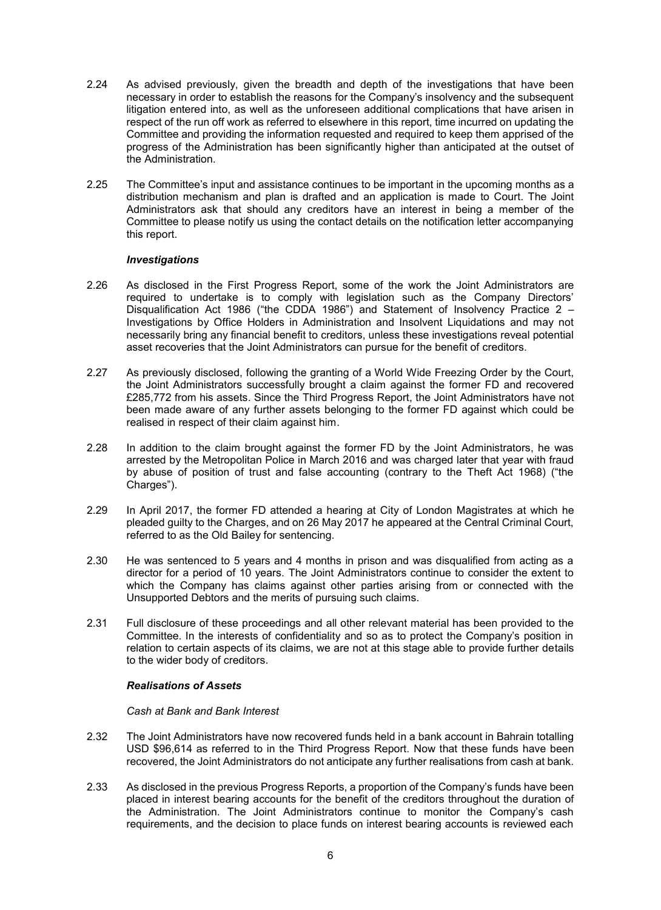2.24 As advised previously, given the breadth and depth of the investigations that have been necessary in order to establish the reasons for the Company's insolvency and the subsequent litigation entered into, as well as the unforeseen additional complications that have arisen in respect of the run off work as referred to elsewhere in this report, time incurred on updating the Committee and providing the information requested and required to keep them apprised of the progress of the Administration has been significantly higher than anticipated at the outset of the Administration.

2.25 The Committee's input and assistance continues to be important in the upcoming months as a distribution mechanism and plan is drafted and an application is made to Court. The Joint Administrators ask that should any creditors have an interest in being a member of the Committee to please notify us using the contact details on the notification letter accompanying this report.

***Investigations***

2.26 As disclosed in the First Progress Report, some of the work the Joint Administrators are required to undertake is to comply with legislation such as the Company Directors' Disqualification Act 1986 ("the CDDA 1986") and Statement of Insolvency Practice 2 – Investigations by Office Holders in Administration and Insolvent Liquidations and may not necessarily bring any financial benefit to creditors, unless these investigations reveal potential asset recoveries that the Joint Administrators can pursue for the benefit of creditors.

2.27 As previously disclosed, following the granting of a World Wide Freezing Order by the Court, the Joint Administrators successfully brought a claim against the former FD and recovered £285,772 from his assets. Since the Third Progress Report, the Joint Administrators have not been made aware of any further assets belonging to the former FD against which could be realised in respect of their claim against him.

2.28 In addition to the claim brought against the former FD by the Joint Administrators, he was arrested by the Metropolitan Police in March 2016 and was charged later that year with fraud by abuse of position of trust and false accounting (contrary to the Theft Act 1968) ("the Charges").

2.29 In April 2017, the former FD attended a hearing at City of London Magistrates at which he pleaded guilty to the Charges, and on 26 May 2017 he appeared at the Central Criminal Court, referred to as the Old Bailey for sentencing.

2.30 He was sentenced to 5 years and 4 months in prison and was disqualified from acting as a director for a period of 10 years. The Joint Administrators continue to consider the extent to which the Company has claims against other parties arising from or connected with the Unsupported Debtors and the merits of pursuing such claims.

2.31 Full disclosure of these proceedings and all other relevant material has been provided to the Committee. In the interests of confidentiality and so as to protect the Company's position in relation to certain aspects of its claims, we are not at this stage able to provide further details to the wider body of creditors.

***Realisations of Assets***

*Cash at Bank and Bank Interest*

2.32 The Joint Administrators have now recovered funds held in a bank account in Bahrain totalling USD $96,614 as referred to in the Third Progress Report. Now that these funds have been recovered, the Joint Administrators do not anticipate any further realisations from cash at bank.

2.33 As disclosed in the previous Progress Reports, a proportion of the Company's funds have been placed in interest bearing accounts for the benefit of the creditors throughout the duration of the Administration. The Joint Administrators continue to monitor the Company's cash requirements, and the decision to place funds on interest bearing accounts is reviewed each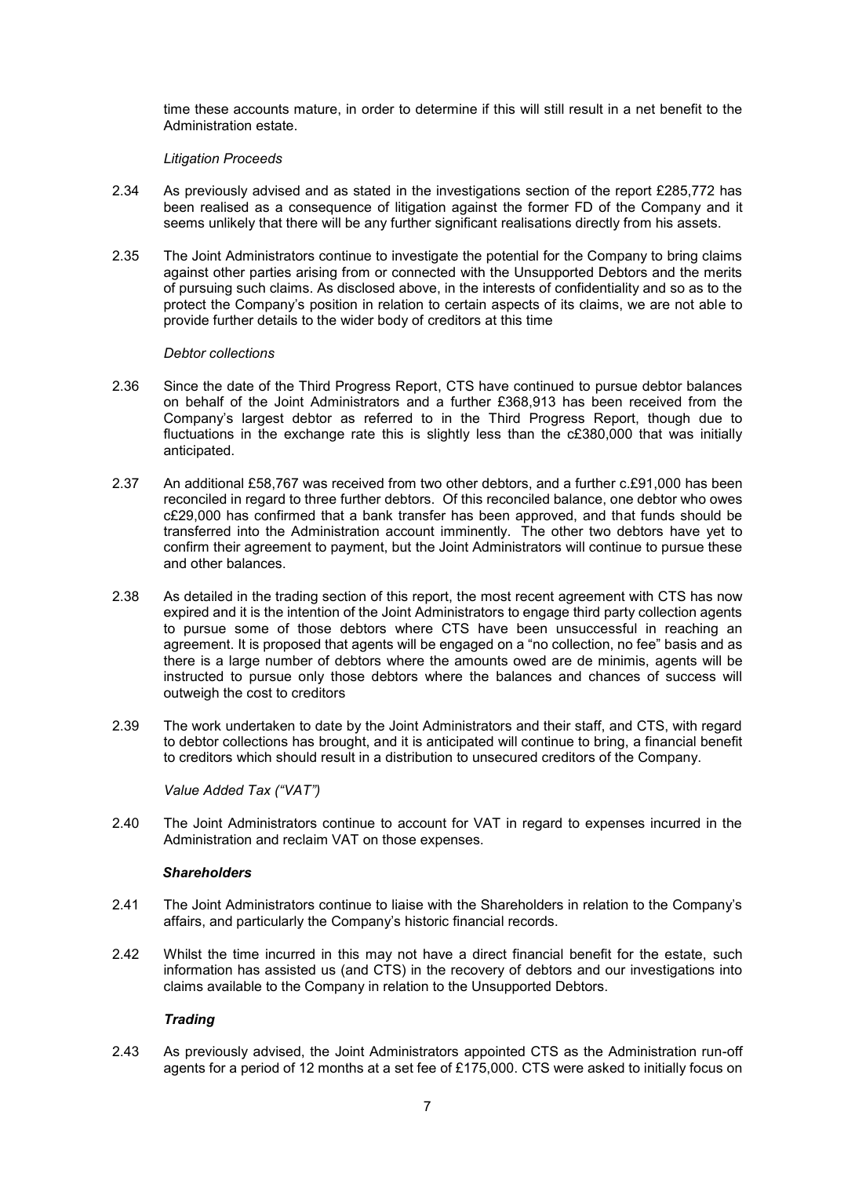time these accounts mature, in order to determine if this will still result in a net benefit to the Administration estate.

*Litigation Proceeds*

2.34 As previously advised and as stated in the investigations section of the report £285,772 has been realised as a consequence of litigation against the former FD of the Company and it seems unlikely that there will be any further significant realisations directly from his assets.

2.35 The Joint Administrators continue to investigate the potential for the Company to bring claims against other parties arising from or connected with the Unsupported Debtors and the merits of pursuing such claims. As disclosed above, in the interests of confidentiality and so as to the protect the Company's position in relation to certain aspects of its claims, we are not able to provide further details to the wider body of creditors at this time

*Debtor collections*

2.36 Since the date of the Third Progress Report, CTS have continued to pursue debtor balances on behalf of the Joint Administrators and a further £368,913 has been received from the Company's largest debtor as referred to in the Third Progress Report, though due to fluctuations in the exchange rate this is slightly less than the c£380,000 that was initially anticipated.

2.37 An additional £58,767 was received from two other debtors, and a further c.£91,000 has been reconciled in regard to three further debtors. Of this reconciled balance, one debtor who owes c£29,000 has confirmed that a bank transfer has been approved, and that funds should be transferred into the Administration account imminently. The other two debtors have yet to confirm their agreement to payment, but the Joint Administrators will continue to pursue these and other balances.

2.38 As detailed in the trading section of this report, the most recent agreement with CTS has now expired and it is the intention of the Joint Administrators to engage third party collection agents to pursue some of those debtors where CTS have been unsuccessful in reaching an agreement. It is proposed that agents will be engaged on a "no collection, no fee" basis and as there is a large number of debtors where the amounts owed are de minimis, agents will be instructed to pursue only those debtors where the balances and chances of success will outweigh the cost to creditors

2.39 The work undertaken to date by the Joint Administrators and their staff, and CTS, with regard to debtor collections has brought, and it is anticipated will continue to bring, a financial benefit to creditors which should result in a distribution to unsecured creditors of the Company.

*Value Added Tax ("VAT")*

2.40 The Joint Administrators continue to account for VAT in regard to expenses incurred in the Administration and reclaim VAT on those expenses.

***Shareholders***

2.41 The Joint Administrators continue to liaise with the Shareholders in relation to the Company's affairs, and particularly the Company's historic financial records.

2.42 Whilst the time incurred in this may not have a direct financial benefit for the estate, such information has assisted us (and CTS) in the recovery of debtors and our investigations into claims available to the Company in relation to the Unsupported Debtors.

***Trading***

2.43 As previously advised, the Joint Administrators appointed CTS as the Administration run-off agents for a period of 12 months at a set fee of £175,000. CTS were asked to initially focus on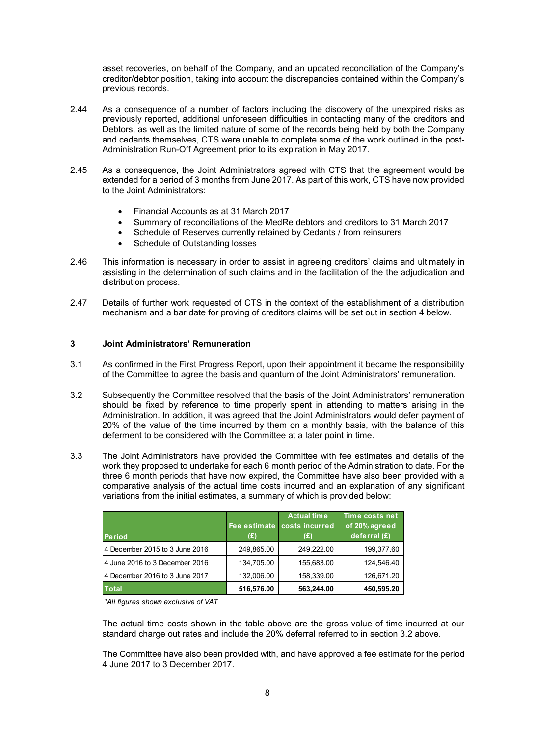asset recoveries, on behalf of the Company, and an updated reconciliation of the Company's creditor/debtor position, taking into account the discrepancies contained within the Company's previous records.

2.44 As a consequence of a number of factors including the discovery of the unexpired risks as previously reported, additional unforeseen difficulties in contacting many of the creditors and Debtors, as well as the limited nature of some of the records being held by both the Company and cedants themselves, CTS were unable to complete some of the work outlined in the post-Administration Run-Off Agreement prior to its expiration in May 2017.

2.45 As a consequence, the Joint Administrators agreed with CTS that the agreement would be extended for a period of 3 months from June 2017. As part of this work, CTS have now provided to the Joint Administrators:

- Financial Accounts as at 31 March 2017
- Summary of reconciliations of the MedRe debtors and creditors to 31 March 2017
- Schedule of Reserves currently retained by Cedants / from reinsurers
- Schedule of Outstanding losses

2.46 This information is necessary in order to assist in agreeing creditors' claims and ultimately in assisting in the determination of such claims and in the facilitation of the the adjudication and distribution process.

2.47 Details of further work requested of CTS in the context of the establishment of a distribution mechanism and a bar date for proving of creditors claims will be set out in section 4 below.

## 3 Joint Administrators' Remuneration

3.1 As confirmed in the First Progress Report, upon their appointment it became the responsibility of the Committee to agree the basis and quantum of the Joint Administrators' remuneration.

3.2 Subsequently the Committee resolved that the basis of the Joint Administrators' remuneration should be fixed by reference to time properly spent in attending to matters arising in the Administration. In addition, it was agreed that the Joint Administrators would defer payment of 20% of the value of the time incurred by them on a monthly basis, with the balance of this deferment to be considered with the Committee at a later point in time.

3.3 The Joint Administrators have provided the Committee with fee estimates and details of the work they proposed to undertake for each 6 month period of the Administration to date. For the three 6 month periods that have now expired, the Committee have also been provided with a comparative analysis of the actual time costs incurred and an explanation of any significant variations from the initial estimates, a summary of which is provided below:

| Period | Fee estimate (£) | Actual time costs incurred (£) | Time costs net of 20% agreed deferral (£) |
|---|---|---|---|
| 4 December 2015 to 3 June 2016 | 249,865.00 | 249,222.00 | 199,377.60 |
| 4 June 2016 to 3 December 2016 | 134,705.00 | 155,683.00 | 124,546.40 |
| 4 December 2016 to 3 June 2017 | 132,006.00 | 158,339.00 | 126,671.20 |
| **Total** | **516,576.00** | **563,244.00** | **450,595.20** |

*\*All figures shown exclusive of VAT*

The actual time costs shown in the table above are the gross value of time incurred at our standard charge out rates and include the 20% deferral referred to in section 3.2 above.

The Committee have also been provided with, and have approved a fee estimate for the period 4 June 2017 to 3 December 2017.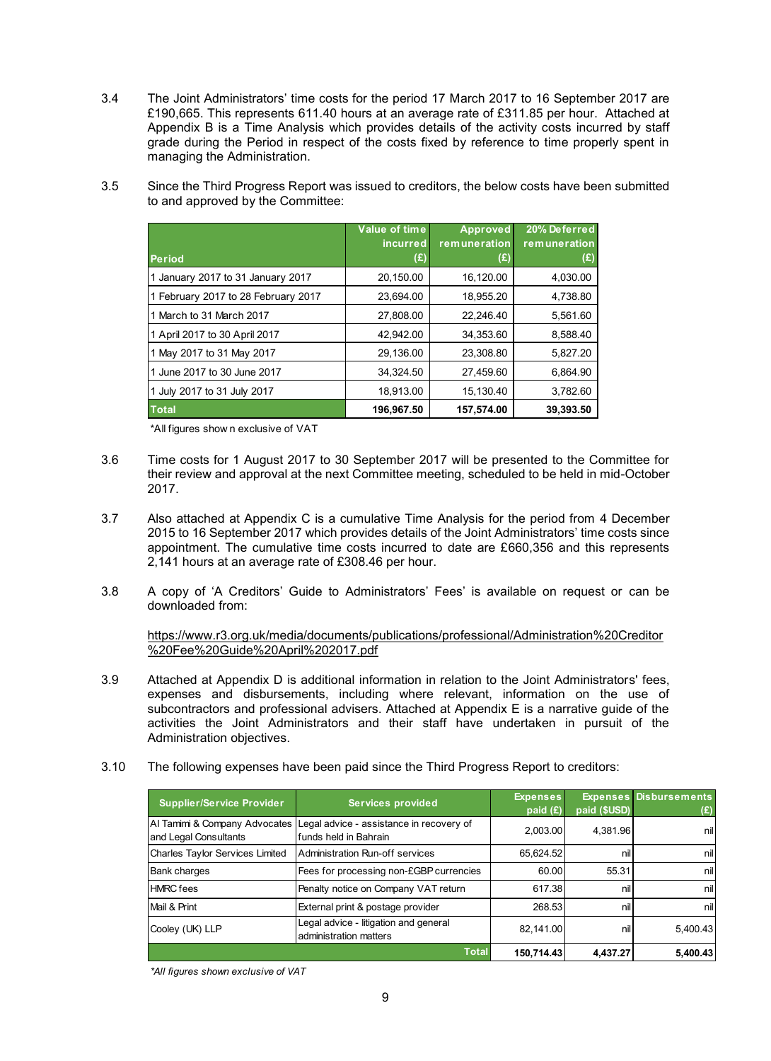3.4 The Joint Administrators' time costs for the period 17 March 2017 to 16 September 2017 are £190,665. This represents 611.40 hours at an average rate of £311.85 per hour. Attached at Appendix B is a Time Analysis which provides details of the activity costs incurred by staff grade during the Period in respect of the costs fixed by reference to time properly spent in managing the Administration.

3.5 Since the Third Progress Report was issued to creditors, the below costs have been submitted to and approved by the Committee:

| Period | Value of time incurred (£) | Approved remuneration (£) | 20% Deferred remuneration (£) |
|---|---|---|---|
| 1 January 2017 to 31 January 2017 | 20,150.00 | 16,120.00 | 4,030.00 |
| 1 February 2017 to 28 February 2017 | 23,694.00 | 18,955.20 | 4,738.80 |
| 1 March to 31 March 2017 | 27,808.00 | 22,246.40 | 5,561.60 |
| 1 April 2017 to 30 April 2017 | 42,942.00 | 34,353.60 | 8,588.40 |
| 1 May 2017 to 31 May 2017 | 29,136.00 | 23,308.80 | 5,827.20 |
| 1 June 2017 to 30 June 2017 | 34,324.50 | 27,459.60 | 6,864.90 |
| 1 July 2017 to 31 July 2017 | 18,913.00 | 15,130.40 | 3,782.60 |
| **Total** | **196,967.50** | **157,574.00** | **39,393.50** |

*All figures shown exclusive of VAT

3.6 Time costs for 1 August 2017 to 30 September 2017 will be presented to the Committee for their review and approval at the next Committee meeting, scheduled to be held in mid-October 2017.

3.7 Also attached at Appendix C is a cumulative Time Analysis for the period from 4 December 2015 to 16 September 2017 which provides details of the Joint Administrators' time costs since appointment. The cumulative time costs incurred to date are £660,356 and this represents 2,141 hours at an average rate of £308.46 per hour.

3.8 A copy of 'A Creditors' Guide to Administrators' Fees' is available on request or can be downloaded from:

https://www.r3.org.uk/media/documents/publications/professional/Administration%20Creditor%20Fee%20Guide%20April%202017.pdf

3.9 Attached at Appendix D is additional information in relation to the Joint Administrators' fees, expenses and disbursements, including where relevant, information on the use of subcontractors and professional advisers. Attached at Appendix E is a narrative guide of the activities the Joint Administrators and their staff have undertaken in pursuit of the Administration objectives.

3.10 The following expenses have been paid since the Third Progress Report to creditors:

| Supplier/Service Provider | Services provided | Expenses paid (£) | Expenses paid ($USD) | Disbursements (£) |
|---|---|---|---|---|
| Al Tamimi & Company Advocates and Legal Consultants | Legal advice - assistance in recovery of funds held in Bahrain | 2,003.00 | 4,381.96 | nil |
| Charles Taylor Services Limited | Administration Run-off services | 65,624.52 | nil | nil |
| Bank charges | Fees for processing non-£GBP currencies | 60.00 | 55.31 | nil |
| HMRC fees | Penalty notice on Company VAT return | 617.38 | nil | nil |
| Mail & Print | External print & postage provider | 268.53 | nil | nil |
| Cooley (UK) LLP | Legal advice - litigation and general administration matters | 82,141.00 | nil | 5,400.43 |
| | **Total** | **150,714.43** | **4,437.27** | **5,400.43** |

*All figures shown exclusive of VAT*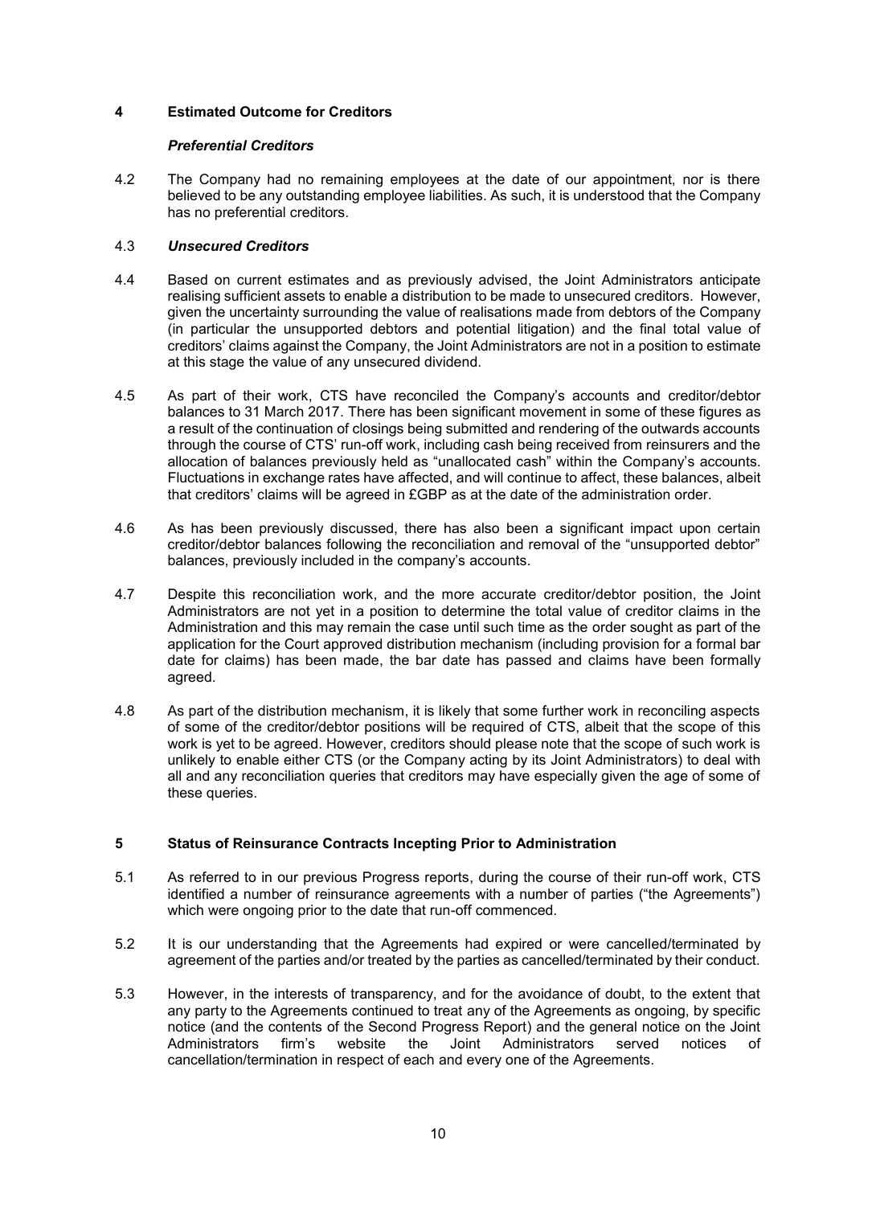## 4 Estimated Outcome for Creditors

### *Preferential Creditors*

4.2 The Company had no remaining employees at the date of our appointment, nor is there believed to be any outstanding employee liabilities. As such, it is understood that the Company has no preferential creditors.

### 4.3 *Unsecured Creditors*

4.4 Based on current estimates and as previously advised, the Joint Administrators anticipate realising sufficient assets to enable a distribution to be made to unsecured creditors. However, given the uncertainty surrounding the value of realisations made from debtors of the Company (in particular the unsupported debtors and potential litigation) and the final total value of creditors' claims against the Company, the Joint Administrators are not in a position to estimate at this stage the value of any unsecured dividend.

4.5 As part of their work, CTS have reconciled the Company's accounts and creditor/debtor balances to 31 March 2017. There has been significant movement in some of these figures as a result of the continuation of closings being submitted and rendering of the outwards accounts through the course of CTS' run-off work, including cash being received from reinsurers and the allocation of balances previously held as "unallocated cash" within the Company's accounts. Fluctuations in exchange rates have affected, and will continue to affect, these balances, albeit that creditors' claims will be agreed in £GBP as at the date of the administration order.

4.6 As has been previously discussed, there has also been a significant impact upon certain creditor/debtor balances following the reconciliation and removal of the "unsupported debtor" balances, previously included in the company's accounts.

4.7 Despite this reconciliation work, and the more accurate creditor/debtor position, the Joint Administrators are not yet in a position to determine the total value of creditor claims in the Administration and this may remain the case until such time as the order sought as part of the application for the Court approved distribution mechanism (including provision for a formal bar date for claims) has been made, the bar date has passed and claims have been formally agreed.

4.8 As part of the distribution mechanism, it is likely that some further work in reconciling aspects of some of the creditor/debtor positions will be required of CTS, albeit that the scope of this work is yet to be agreed. However, creditors should please note that the scope of such work is unlikely to enable either CTS (or the Company acting by its Joint Administrators) to deal with all and any reconciliation queries that creditors may have especially given the age of some of these queries.

## 5 Status of Reinsurance Contracts Incepting Prior to Administration

5.1 As referred to in our previous Progress reports, during the course of their run-off work, CTS identified a number of reinsurance agreements with a number of parties ("the Agreements") which were ongoing prior to the date that run-off commenced.

5.2 It is our understanding that the Agreements had expired or were cancelled/terminated by agreement of the parties and/or treated by the parties as cancelled/terminated by their conduct.

5.3 However, in the interests of transparency, and for the avoidance of doubt, to the extent that any party to the Agreements continued to treat any of the Agreements as ongoing, by specific notice (and the contents of the Second Progress Report) and the general notice on the Joint Administrators firm's website the Joint Administrators served notices of cancellation/termination in respect of each and every one of the Agreements.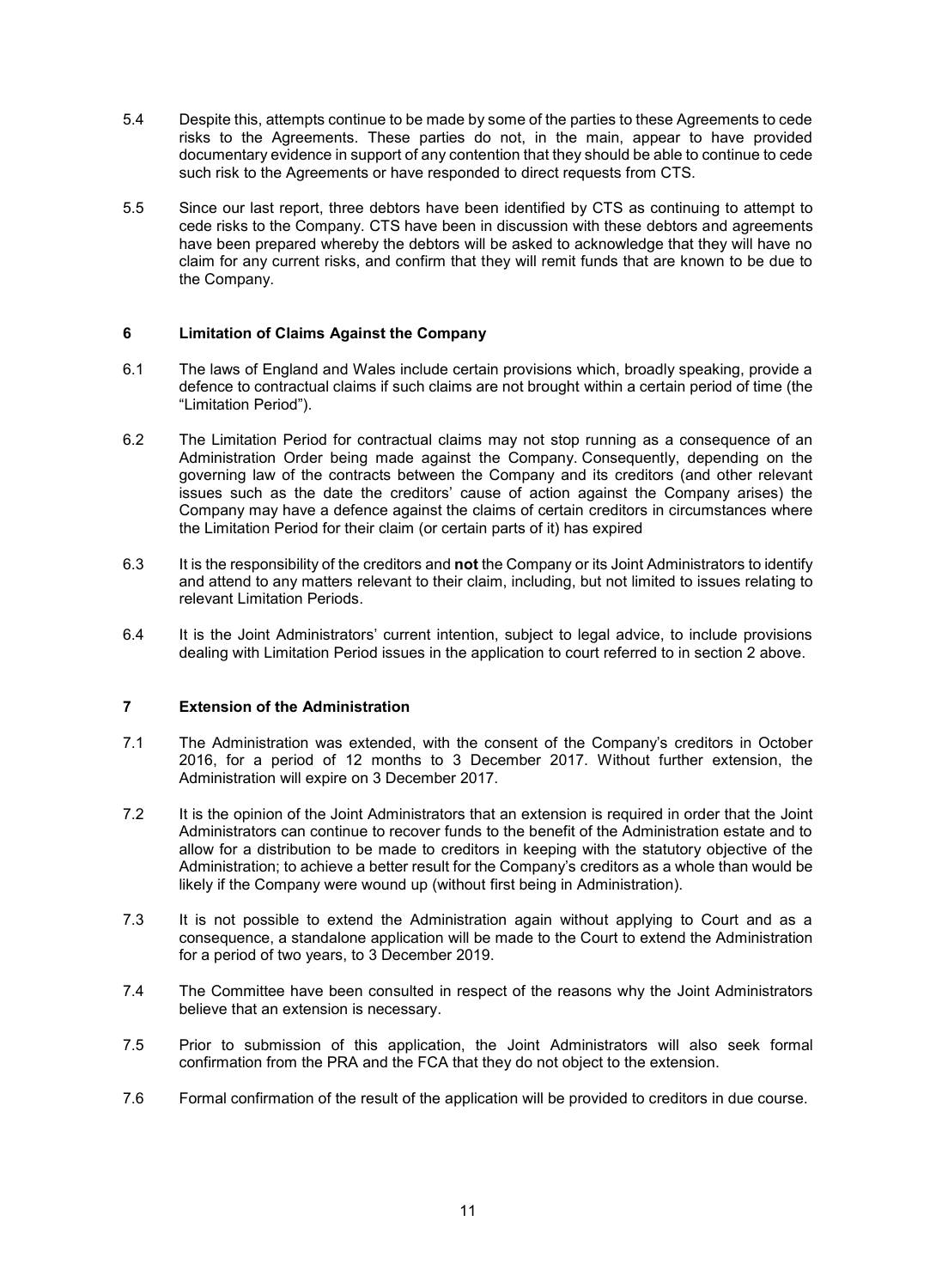5.4 Despite this, attempts continue to be made by some of the parties to these Agreements to cede risks to the Agreements. These parties do not, in the main, appear to have provided documentary evidence in support of any contention that they should be able to continue to cede such risk to the Agreements or have responded to direct requests from CTS.

5.5 Since our last report, three debtors have been identified by CTS as continuing to attempt to cede risks to the Company. CTS have been in discussion with these debtors and agreements have been prepared whereby the debtors will be asked to acknowledge that they will have no claim for any current risks, and confirm that they will remit funds that are known to be due to the Company.

## 6 Limitation of Claims Against the Company

6.1 The laws of England and Wales include certain provisions which, broadly speaking, provide a defence to contractual claims if such claims are not brought within a certain period of time (the "Limitation Period").

6.2 The Limitation Period for contractual claims may not stop running as a consequence of an Administration Order being made against the Company. Consequently, depending on the governing law of the contracts between the Company and its creditors (and other relevant issues such as the date the creditors' cause of action against the Company arises) the Company may have a defence against the claims of certain creditors in circumstances where the Limitation Period for their claim (or certain parts of it) has expired

6.3 It is the responsibility of the creditors and **not** the Company or its Joint Administrators to identify and attend to any matters relevant to their claim, including, but not limited to issues relating to relevant Limitation Periods.

6.4 It is the Joint Administrators' current intention, subject to legal advice, to include provisions dealing with Limitation Period issues in the application to court referred to in section 2 above.

## 7 Extension of the Administration

7.1 The Administration was extended, with the consent of the Company's creditors in October 2016, for a period of 12 months to 3 December 2017. Without further extension, the Administration will expire on 3 December 2017.

7.2 It is the opinion of the Joint Administrators that an extension is required in order that the Joint Administrators can continue to recover funds to the benefit of the Administration estate and to allow for a distribution to be made to creditors in keeping with the statutory objective of the Administration; to achieve a better result for the Company's creditors as a whole than would be likely if the Company were wound up (without first being in Administration).

7.3 It is not possible to extend the Administration again without applying to Court and as a consequence, a standalone application will be made to the Court to extend the Administration for a period of two years, to 3 December 2019.

7.4 The Committee have been consulted in respect of the reasons why the Joint Administrators believe that an extension is necessary.

7.5 Prior to submission of this application, the Joint Administrators will also seek formal confirmation from the PRA and the FCA that they do not object to the extension.

7.6 Formal confirmation of the result of the application will be provided to creditors in due course.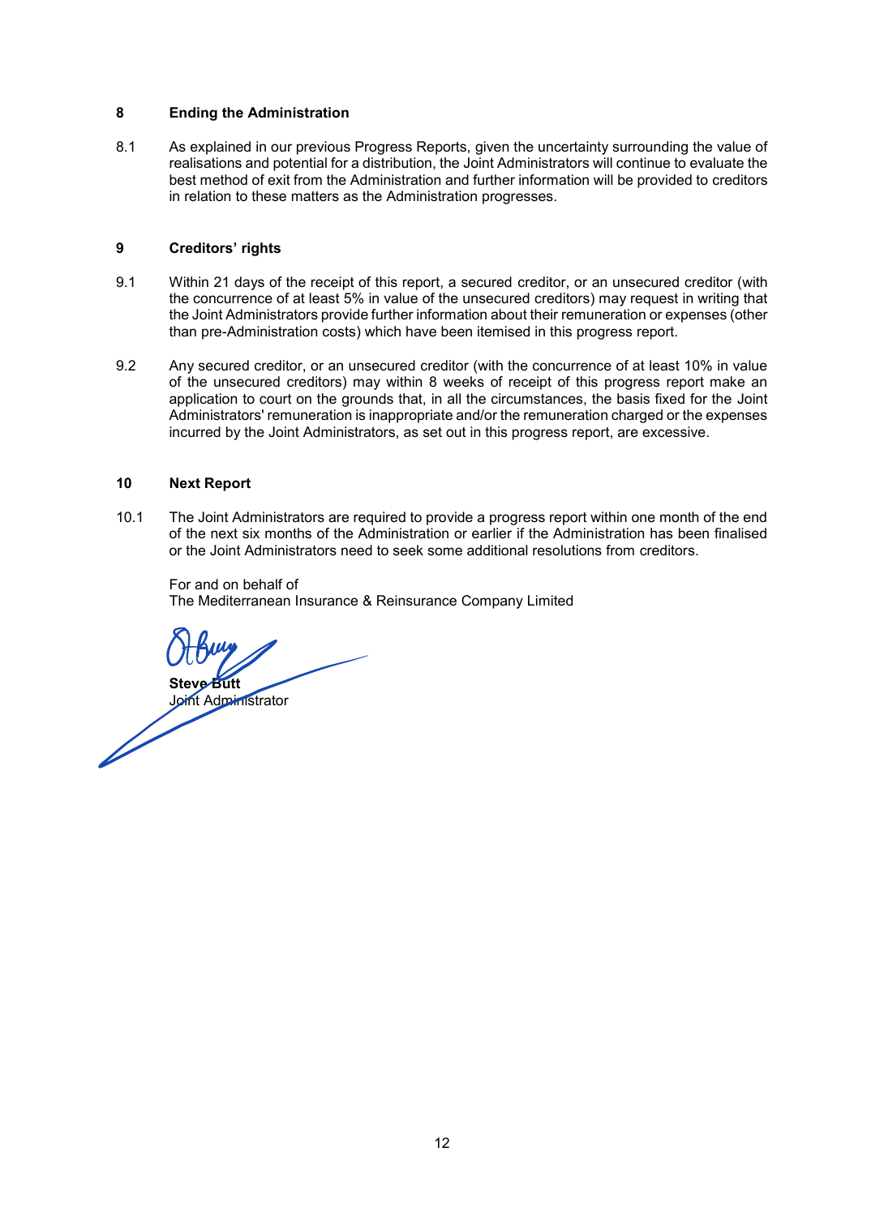## 8 Ending the Administration

8.1 As explained in our previous Progress Reports, given the uncertainty surrounding the value of realisations and potential for a distribution, the Joint Administrators will continue to evaluate the best method of exit from the Administration and further information will be provided to creditors in relation to these matters as the Administration progresses.

## 9 Creditors' rights

9.1 Within 21 days of the receipt of this report, a secured creditor, or an unsecured creditor (with the concurrence of at least 5% in value of the unsecured creditors) may request in writing that the Joint Administrators provide further information about their remuneration or expenses (other than pre-Administration costs) which have been itemised in this progress report.

9.2 Any secured creditor, or an unsecured creditor (with the concurrence of at least 10% in value of the unsecured creditors) may within 8 weeks of receipt of this progress report make an application to court on the grounds that, in all the circumstances, the basis fixed for the Joint Administrators' remuneration is inappropriate and/or the remuneration charged or the expenses incurred by the Joint Administrators, as set out in this progress report, are excessive.

## 10 Next Report

10.1 The Joint Administrators are required to provide a progress report within one month of the end of the next six months of the Administration or earlier if the Administration has been finalised or the Joint Administrators need to seek some additional resolutions from creditors.

For and on behalf of
The Mediterranean Insurance & Reinsurance Company Limited

**Steve Butt**
Joint Administrator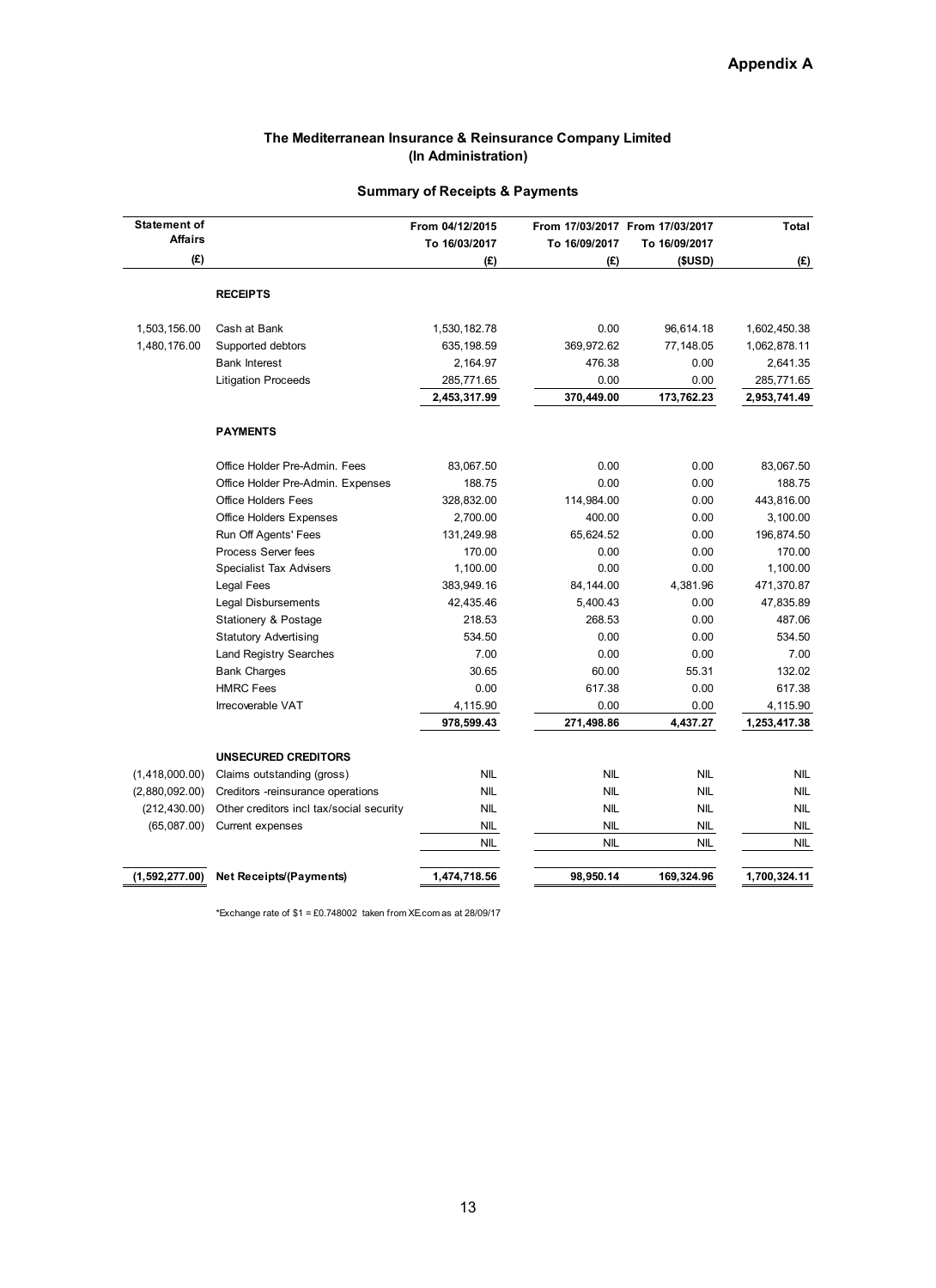**Appendix A**

## The Mediterranean Insurance & Reinsurance Company Limited
## (In Administration)

### Summary of Receipts & Payments

| Statement of Affairs (£) | | From 04/12/2015 To 16/03/2017 (£) | From 17/03/2017 To 16/09/2017 (£) | From 17/03/2017 To 16/09/2017 ($USD) | Total (£) |
|---|---|---|---|---|---|
| | **RECEIPTS** | | | | |
| 1,503,156.00 | Cash at Bank | 1,530,182.78 | 0.00 | 96,614.18 | 1,602,450.38 |
| 1,480,176.00 | Supported debtors | 635,198.59 | 369,972.62 | 77,148.05 | 1,062,878.11 |
| | Bank Interest | 2,164.97 | 476.38 | 0.00 | 2,641.35 |
| | Litigation Proceeds | 285,771.65 | 0.00 | 0.00 | 285,771.65 |
| | | 2,453,317.99 | 370,449.00 | 173,762.23 | 2,953,741.49 |
| | **PAYMENTS** | | | | |
| | Office Holder Pre-Admin. Fees | 83,067.50 | 0.00 | 0.00 | 83,067.50 |
| | Office Holder Pre-Admin. Expenses | 188.75 | 0.00 | 0.00 | 188.75 |
| | Office Holders Fees | 328,832.00 | 114,984.00 | 0.00 | 443,816.00 |
| | Office Holders Expenses | 2,700.00 | 400.00 | 0.00 | 3,100.00 |
| | Run Off Agents' Fees | 131,249.98 | 65,624.52 | 0.00 | 196,874.50 |
| | Process Server fees | 170.00 | 0.00 | 0.00 | 170.00 |
| | Specialist Tax Advisers | 1,100.00 | 0.00 | 0.00 | 1,100.00 |
| | Legal Fees | 383,949.16 | 84,144.00 | 4,381.96 | 471,370.87 |
| | Legal Disbursements | 42,435.46 | 5,400.43 | 0.00 | 47,835.89 |
| | Stationery & Postage | 218.53 | 268.53 | 0.00 | 487.06 |
| | Statutory Advertising | 534.50 | 0.00 | 0.00 | 534.50 |
| | Land Registry Searches | 7.00 | 0.00 | 0.00 | 7.00 |
| | Bank Charges | 30.65 | 60.00 | 55.31 | 132.02 |
| | HMRC Fees | 0.00 | 617.38 | 0.00 | 617.38 |
| | Irrecoverable VAT | 4,115.90 | 0.00 | 0.00 | 4,115.90 |
| | | 978,599.43 | 271,498.86 | 4,437.27 | 1,253,417.38 |
| | **UNSECURED CREDITORS** | | | | |
| (1,418,000.00) | Claims outstanding (gross) | NIL | NIL | NIL | NIL |
| (2,880,092.00) | Creditors -reinsurance operations | NIL | NIL | NIL | NIL |
| (212,430.00) | Other creditors incl tax/social security | NIL | NIL | NIL | NIL |
| (65,087.00) | Current expenses | NIL | NIL | NIL | NIL |
| | | NIL | NIL | NIL | NIL |
| **(1,592,277.00)** | **Net Receipts/(Payments)** | 1,474,718.56 | 98,950.14 | 169,324.96 | 1,700,324.11 |

*Exchange rate of $1 = £0.748002 taken from XE.com as at 28/09/17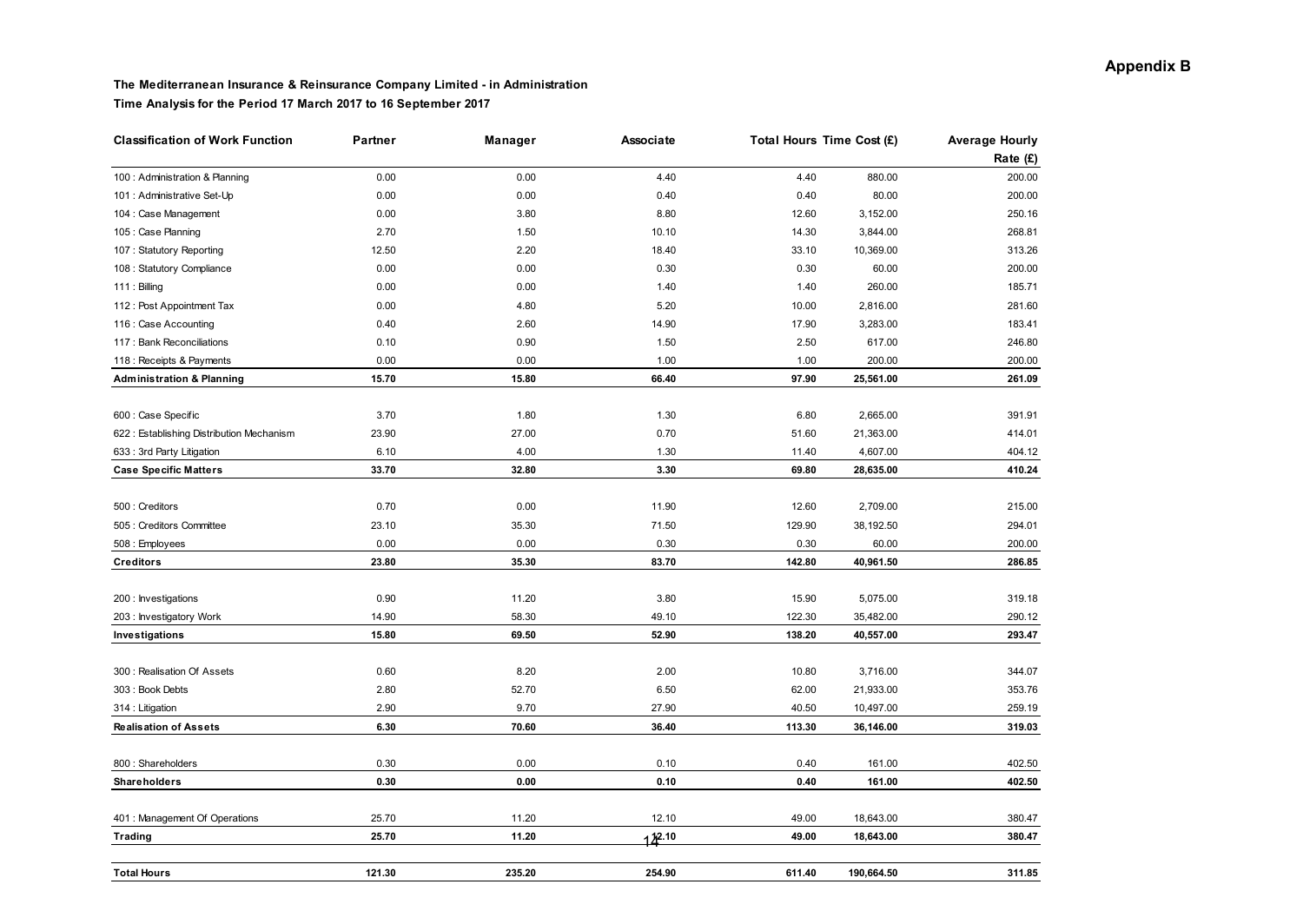**Appendix B**

**The Mediterranean Insurance & Reinsurance Company Limited - in Administration**

**Time Analysis for the Period 17 March 2017 to 16 September 2017**

| Classification of Work Function | Partner | Manager | Associate | Total Hours | Time Cost (£) | Average Hourly Rate (£) |
|---|---|---|---|---|---|---|
| 100 : Administration & Planning | 0.00 | 0.00 | 4.40 | 4.40 | 880.00 | 200.00 |
| 101 : Administrative Set-Up | 0.00 | 0.00 | 0.40 | 0.40 | 80.00 | 200.00 |
| 104 : Case Management | 0.00 | 3.80 | 8.80 | 12.60 | 3,152.00 | 250.16 |
| 105 : Case Planning | 2.70 | 1.50 | 10.10 | 14.30 | 3,844.00 | 268.81 |
| 107 : Statutory Reporting | 12.50 | 2.20 | 18.40 | 33.10 | 10,369.00 | 313.26 |
| 108 : Statutory Compliance | 0.00 | 0.00 | 0.30 | 0.30 | 60.00 | 200.00 |
| 111 : Billing | 0.00 | 0.00 | 1.40 | 1.40 | 260.00 | 185.71 |
| 112 : Post Appointment Tax | 0.00 | 4.80 | 5.20 | 10.00 | 2,816.00 | 281.60 |
| 116 : Case Accounting | 0.40 | 2.60 | 14.90 | 17.90 | 3,283.00 | 183.41 |
| 117 : Bank Reconciliations | 0.10 | 0.90 | 1.50 | 2.50 | 617.00 | 246.80 |
| 118 : Receipts & Payments | 0.00 | 0.00 | 1.00 | 1.00 | 200.00 | 200.00 |
| **Administration & Planning** | **15.70** | **15.80** | **66.40** | **97.90** | **25,561.00** | **261.09** |
| 600 : Case Specific | 3.70 | 1.80 | 1.30 | 6.80 | 2,665.00 | 391.91 |
| 622 : Establishing Distribution Mechanism | 23.90 | 27.00 | 0.70 | 51.60 | 21,363.00 | 414.01 |
| 633 : 3rd Party Litigation | 6.10 | 4.00 | 1.30 | 11.40 | 4,607.00 | 404.12 |
| **Case Specific Matters** | **33.70** | **32.80** | **3.30** | **69.80** | **28,635.00** | **410.24** |
| 500 : Creditors | 0.70 | 0.00 | 11.90 | 12.60 | 2,709.00 | 215.00 |
| 505 : Creditors Committee | 23.10 | 35.30 | 71.50 | 129.90 | 38,192.50 | 294.01 |
| 508 : Employees | 0.00 | 0.00 | 0.30 | 0.30 | 60.00 | 200.00 |
| **Creditors** | **23.80** | **35.30** | **83.70** | **142.80** | **40,961.50** | **286.85** |
| 200 : Investigations | 0.90 | 11.20 | 3.80 | 15.90 | 5,075.00 | 319.18 |
| 203 : Investigatory Work | 14.90 | 58.30 | 49.10 | 122.30 | 35,482.00 | 290.12 |
| **Investigations** | **15.80** | **69.50** | **52.90** | **138.20** | **40,557.00** | **293.47** |
| 300 : Realisation Of Assets | 0.60 | 8.20 | 2.00 | 10.80 | 3,716.00 | 344.07 |
| 303 : Book Debts | 2.80 | 52.70 | 6.50 | 62.00 | 21,933.00 | 353.76 |
| 314 : Litigation | 2.90 | 9.70 | 27.90 | 40.50 | 10,497.00 | 259.19 |
| **Realisation of Assets** | **6.30** | **70.60** | **36.40** | **113.30** | **36,146.00** | **319.03** |
| 800 : Shareholders | 0.30 | 0.00 | 0.10 | 0.40 | 161.00 | 402.50 |
| **Shareholders** | **0.30** | **0.00** | **0.10** | **0.40** | **161.00** | **402.50** |
| 401 : Management Of Operations | 25.70 | 11.20 | 12.10 | 49.00 | 18,643.00 | 380.47 |
| **Trading** | **25.70** | **11.20** | **12.10** | **49.00** | **18,643.00** | **380.47** |
| **Total Hours** | **121.30** | **235.20** | **254.90** | **611.40** | **190,664.50** | **311.85** |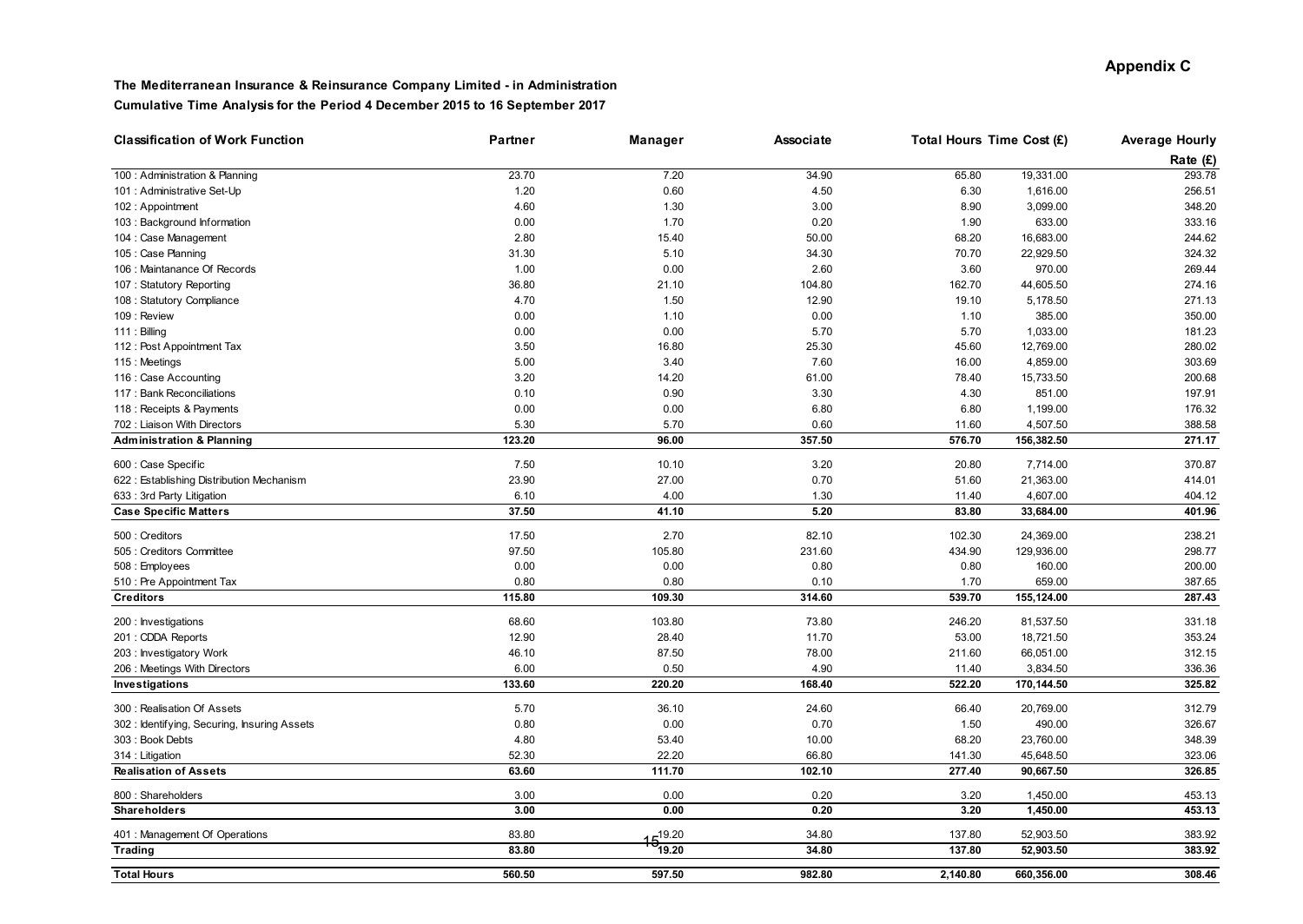**Appendix C**

**The Mediterranean Insurance & Reinsurance Company Limited - in Administration**

**Cumulative Time Analysis for the Period 4 December 2015 to 16 September 2017**

| Classification of Work Function | Partner | Manager | Associate | Total Hours | Time Cost (£) | Average Hourly Rate (£) |
|---|---|---|---|---|---|---|
| 100 : Administration & Planning | 23.70 | 7.20 | 34.90 | 65.80 | 19,331.00 | 293.78 |
| 101 : Administrative Set-Up | 1.20 | 0.60 | 4.50 | 6.30 | 1,616.00 | 256.51 |
| 102 : Appointment | 4.60 | 1.30 | 3.00 | 8.90 | 3,099.00 | 348.20 |
| 103 : Background Information | 0.00 | 1.70 | 0.20 | 1.90 | 633.00 | 333.16 |
| 104 : Case Management | 2.80 | 15.40 | 50.00 | 68.20 | 16,683.00 | 244.62 |
| 105 : Case Planning | 31.30 | 5.10 | 34.30 | 70.70 | 22,929.50 | 324.32 |
| 106 : Maintanance Of Records | 1.00 | 0.00 | 2.60 | 3.60 | 970.00 | 269.44 |
| 107 : Statutory Reporting | 36.80 | 21.10 | 104.80 | 162.70 | 44,605.50 | 274.16 |
| 108 : Statutory Compliance | 4.70 | 1.50 | 12.90 | 19.10 | 5,178.50 | 271.13 |
| 109 : Review | 0.00 | 1.10 | 0.00 | 1.10 | 385.00 | 350.00 |
| 111 : Billing | 0.00 | 0.00 | 5.70 | 5.70 | 1,033.00 | 181.23 |
| 112 : Post Appointment Tax | 3.50 | 16.80 | 25.30 | 45.60 | 12,769.00 | 280.02 |
| 115 : Meetings | 5.00 | 3.40 | 7.60 | 16.00 | 4,859.00 | 303.69 |
| 116 : Case Accounting | 3.20 | 14.20 | 61.00 | 78.40 | 15,733.50 | 200.68 |
| 117 : Bank Reconciliations | 0.10 | 0.90 | 3.30 | 4.30 | 851.00 | 197.91 |
| 118 : Receipts & Payments | 0.00 | 0.00 | 6.80 | 6.80 | 1,199.00 | 176.32 |
| 702 : Liaison With Directors | 5.30 | 5.70 | 0.60 | 11.60 | 4,507.50 | 388.58 |
| **Administration & Planning** | **123.20** | **96.00** | **357.50** | **576.70** | **156,382.50** | **271.17** |
| 600 : Case Specific | 7.50 | 10.10 | 3.20 | 20.80 | 7,714.00 | 370.87 |
| 622 : Establishing Distribution Mechanism | 23.90 | 27.00 | 0.70 | 51.60 | 21,363.00 | 414.01 |
| 633 : 3rd Party Litigation | 6.10 | 4.00 | 1.30 | 11.40 | 4,607.00 | 404.12 |
| **Case Specific Matters** | **37.50** | **41.10** | **5.20** | **83.80** | **33,684.00** | **401.96** |
| 500 : Creditors | 17.50 | 2.70 | 82.10 | 102.30 | 24,369.00 | 238.21 |
| 505 : Creditors Committee | 97.50 | 105.80 | 231.60 | 434.90 | 129,936.00 | 298.77 |
| 508 : Employees | 0.00 | 0.00 | 0.80 | 0.80 | 160.00 | 200.00 |
| 510 : Pre Appointment Tax | 0.80 | 0.80 | 0.10 | 1.70 | 659.00 | 387.65 |
| **Creditors** | **115.80** | **109.30** | **314.60** | **539.70** | **155,124.00** | **287.43** |
| 200 : Investigations | 68.60 | 103.80 | 73.80 | 246.20 | 81,537.50 | 331.18 |
| 201 : CDDA Reports | 12.90 | 28.40 | 11.70 | 53.00 | 18,721.50 | 353.24 |
| 203 : Investigatory Work | 46.10 | 87.50 | 78.00 | 211.60 | 66,051.00 | 312.15 |
| 206 : Meetings With Directors | 6.00 | 0.50 | 4.90 | 11.40 | 3,834.50 | 336.36 |
| **Investigations** | **133.60** | **220.20** | **168.40** | **522.20** | **170,144.50** | **325.82** |
| 300 : Realisation Of Assets | 5.70 | 36.10 | 24.60 | 66.40 | 20,769.00 | 312.79 |
| 302 : Identifying, Securing, Insuring Assets | 0.80 | 0.00 | 0.70 | 1.50 | 490.00 | 326.67 |
| 303 : Book Debts | 4.80 | 53.40 | 10.00 | 68.20 | 23,760.00 | 348.39 |
| 314 : Litigation | 52.30 | 22.20 | 66.80 | 141.30 | 45,648.50 | 323.06 |
| **Realisation of Assets** | **63.60** | **111.70** | **102.10** | **277.40** | **90,667.50** | **326.85** |
| 800 : Shareholders | 3.00 | 0.00 | 0.20 | 3.20 | 1,450.00 | 453.13 |
| **Shareholders** | **3.00** | **0.00** | **0.20** | **3.20** | **1,450.00** | **453.13** |
| 401 : Management Of Operations | 83.80 | 19.20 | 34.80 | 137.80 | 52,903.50 | 383.92 |
| **Trading** | **83.80** | **19.20** | **34.80** | **137.80** | **52,903.50** | **383.92** |
| **Total Hours** | **560.50** | **597.50** | **982.80** | **2,140.80** | **660,356.00** | **308.46** |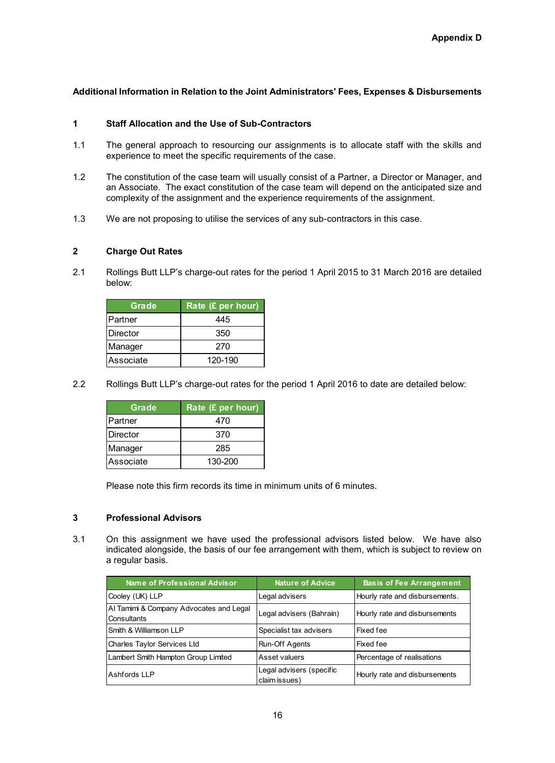**Appendix D**

**Additional Information in Relation to the Joint Administrators' Fees, Expenses & Disbursements**

**1 Staff Allocation and the Use of Sub-Contractors**

1.1 The general approach to resourcing our assignments is to allocate staff with the skills and experience to meet the specific requirements of the case.

1.2 The constitution of the case team will usually consist of a Partner, a Director or Manager, and an Associate. The exact constitution of the case team will depend on the anticipated size and complexity of the assignment and the experience requirements of the assignment.

1.3 We are not proposing to utilise the services of any sub-contractors in this case.

**2 Charge Out Rates**

2.1 Rollings Butt LLP's charge-out rates for the period 1 April 2015 to 31 March 2016 are detailed below:

| Grade | Rate (£ per hour) |
|---|---|
| Partner | 445 |
| Director | 350 |
| Manager | 270 |
| Associate | 120-190 |

2.2 Rollings Butt LLP's charge-out rates for the period 1 April 2016 to date are detailed below:

| Grade | Rate (£ per hour) |
|---|---|
| Partner | 470 |
| Director | 370 |
| Manager | 285 |
| Associate | 130-200 |

Please note this firm records its time in minimum units of 6 minutes.

**3 Professional Advisors**

3.1 On this assignment we have used the professional advisors listed below. We have also indicated alongside, the basis of our fee arrangement with them, which is subject to review on a regular basis.

| Name of Professional Advisor | Nature of Advice | Basis of Fee Arrangement |
|---|---|---|
| Cooley (UK) LLP | Legal advisers | Hourly rate and disbursements. |
| Al Tamimi & Company Advocates and Legal Consultants | Legal advisers (Bahrain) | Hourly rate and disbursements |
| Smith & Williamson LLP | Specialist tax advisers | Fixed fee |
| Charles Taylor Services Ltd | Run-Off Agents | Fixed fee |
| Lambert Smith Hampton Group Limited | Asset valuers | Percentage of realisations |
| Ashfords LLP | Legal advisers (specific claim issues) | Hourly rate and disbursements |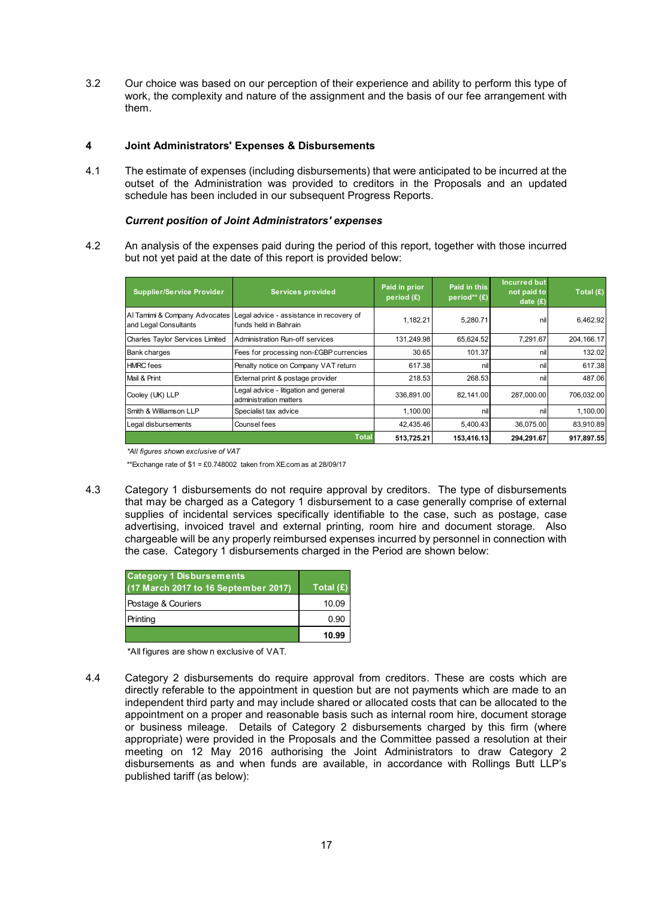3.2 Our choice was based on our perception of their experience and ability to perform this type of work, the complexity and nature of the assignment and the basis of our fee arrangement with them.

## 4 Joint Administrators' Expenses & Disbursements

4.1 The estimate of expenses (including disbursements) that were anticipated to be incurred at the outset of the Administration was provided to creditors in the Proposals and an updated schedule has been included in our subsequent Progress Reports.

### *Current position of Joint Administrators' expenses*

4.2 An analysis of the expenses paid during the period of this report, together with those incurred but not yet paid at the date of this report is provided below:

| Supplier/Service Provider | Services provided | Paid in prior period (£) | Paid in this period** (£) | Incurred but not paid to date (£) | Total (£) |
|---|---|---|---|---|---|
| Al Tamimi & Company Advocates and Legal Consultants | Legal advice - assistance in recovery of funds held in Bahrain | 1,182.21 | 5,280.71 | nil | 6,462.92 |
| Charles Taylor Services Limited | Administration Run-off services | 131,249.98 | 65,624.52 | 7,291.67 | 204,166.17 |
| Bank charges | Fees for processing non-£GBP currencies | 30.65 | 101.37 | nil | 132.02 |
| HMRC fees | Penalty notice on Company VAT return | 617.38 | nil | nil | 617.38 |
| Mail & Print | External print & postage provider | 218.53 | 268.53 | nil | 487.06 |
| Cooley (UK) LLP | Legal advice - litigation and general administration matters | 336,891.00 | 82,141.00 | 287,000.00 | 706,032.00 |
| Smith & Williamson LLP | Specialist tax advice | 1,100.00 | nil | nil | 1,100.00 |
| Legal disbursements | Counsel fees | 42,435.46 | 5,400.43 | 36,075.00 | 83,910.89 |
| | Total | 513,725.21 | 153,416.13 | 294,291.67 | 917,897.55 |

*\*All figures shown exclusive of VAT*

\*\*Exchange rate of $1 = £0.748002 taken from XE.com as at 28/09/17

4.3 Category 1 disbursements do not require approval by creditors. The type of disbursements that may be charged as a Category 1 disbursement to a case generally comprise of external supplies of incidental services specifically identifiable to the case, such as postage, case advertising, invoiced travel and external printing, room hire and document storage. Also chargeable will be any properly reimbursed expenses incurred by personnel in connection with the case. Category 1 disbursements charged in the Period are shown below:

| Category 1 Disbursements (17 March 2017 to 16 September 2017) | Total (£) |
|---|---|
| Postage & Couriers | 10.09 |
| Printing | 0.90 |
| | **10.99** |

\*All figures are shown exclusive of VAT.

4.4 Category 2 disbursements do require approval from creditors. These are costs which are directly referable to the appointment in question but are not payments which are made to an independent third party and may include shared or allocated costs that can be allocated to the appointment on a proper and reasonable basis such as internal room hire, document storage or business mileage. Details of Category 2 disbursements charged by this firm (where appropriate) were provided in the Proposals and the Committee passed a resolution at their meeting on 12 May 2016 authorising the Joint Administrators to draw Category 2 disbursements as and when funds are available, in accordance with Rollings Butt LLP's published tariff (as below):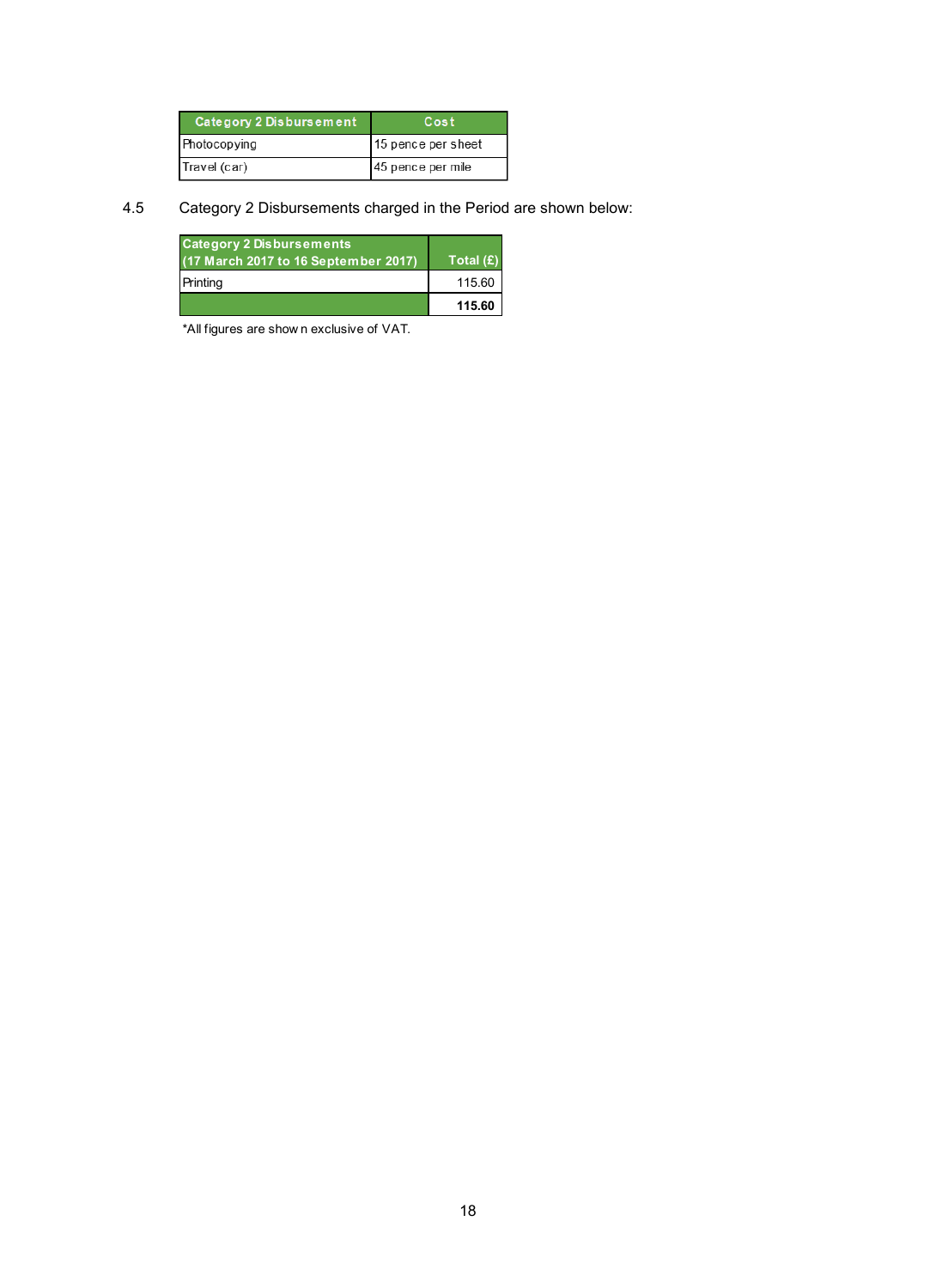| Category 2 Disbursement | Cost |
| --- | --- |
| Photocopying | 15 pence per sheet |
| Travel (car) | 45 pence per mile |

4.5 Category 2 Disbursements charged in the Period are shown below:

| Category 2 Disbursements (17 March 2017 to 16 September 2017) | Total (£) |
| --- | --- |
| Printing | 115.60 |
| | **115.60** |

*All figures are shown exclusive of VAT.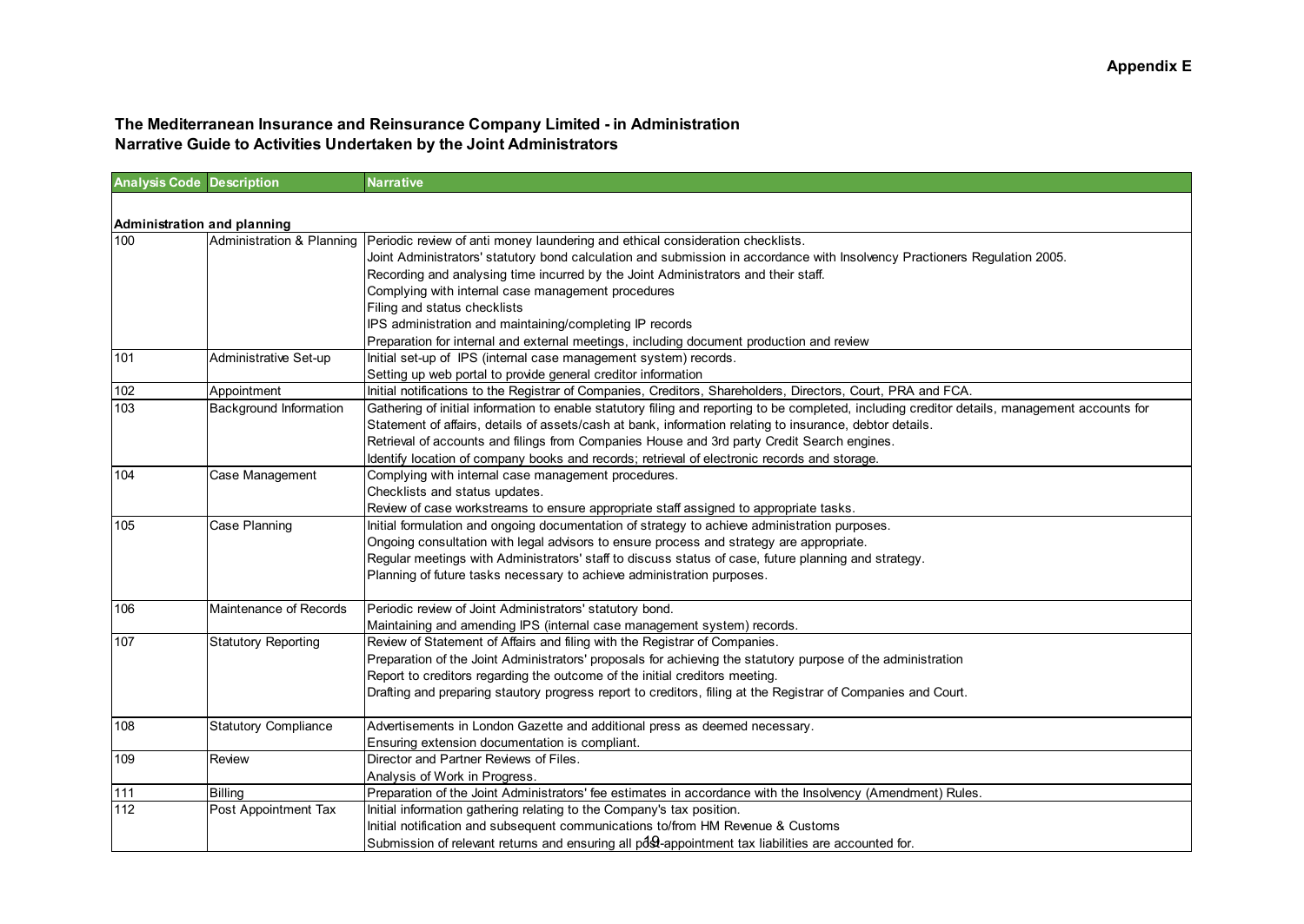**Appendix E**

## The Mediterranean Insurance and Reinsurance Company Limited - in Administration
## Narrative Guide to Activities Undertaken by the Joint Administrators

| Analysis Code | Description | Narrative |
|---|---|---|
| **Administration and planning** | | |
| 100 | Administration & Planning | Periodic review of anti money laundering and ethical consideration checklists.<br>Joint Administrators' statutory bond calculation and submission in accordance with Insolvency Practioners Regulation 2005.<br>Recording and analysing time incurred by the Joint Administrators and their staff.<br>Complying with internal case management procedures<br>Filing and status checklists<br>IPS administration and maintaining/completing IP records<br>Preparation for internal and external meetings, including document production and review |
| 101 | Administrative Set-up | Initial set-up of IPS (internal case management system) records.<br>Setting up web portal to provide general creditor information |
| 102 | Appointment | Initial notifications to the Registrar of Companies, Creditors, Shareholders, Directors, Court, PRA and FCA. |
| 103 | Background Information | Gathering of initial information to enable statutory filing and reporting to be completed, including creditor details, management accounts for Statement of affairs, details of assets/cash at bank, information relating to insurance, debtor details.<br>Retrieval of accounts and filings from Companies House and 3rd party Credit Search engines.<br>Identify location of company books and records; retrieval of electronic records and storage. |
| 104 | Case Management | Complying with internal case management procedures.<br>Checklists and status updates.<br>Review of case workstreams to ensure appropriate staff assigned to appropriate tasks. |
| 105 | Case Planning | Initial formulation and ongoing documentation of strategy to achieve administration purposes.<br>Ongoing consultation with legal advisors to ensure process and strategy are appropriate.<br>Regular meetings with Administrators' staff to discuss status of case, future planning and strategy.<br>Planning of future tasks necessary to achieve administration purposes. |
| 106 | Maintenance of Records | Periodic review of Joint Administrators' statutory bond.<br>Maintaining and amending IPS (internal case management system) records. |
| 107 | Statutory Reporting | Review of Statement of Affairs and filing with the Registrar of Companies.<br>Preparation of the Joint Administrators' proposals for achieving the statutory purpose of the administration<br>Report to creditors regarding the outcome of the initial creditors meeting.<br>Drafting and preparing stautory progress report to creditors, filing at the Registrar of Companies and Court. |
| 108 | Statutory Compliance | Advertisements in London Gazette and additional press as deemed necessary.<br>Ensuring extension documentation is compliant. |
| 109 | Review | Director and Partner Reviews of Files.<br>Analysis of Work in Progress. |
| 111 | Billing | Preparation of the Joint Administrators' fee estimates in accordance with the Insolvency (Amendment) Rules. |
| 112 | Post Appointment Tax | Initial information gathering relating to the Company's tax position.<br>Initial notification and subsequent communications to/from HM Revenue & Customs<br>Submission of relevant returns and ensuring all post-appointment tax liabilities are accounted for. |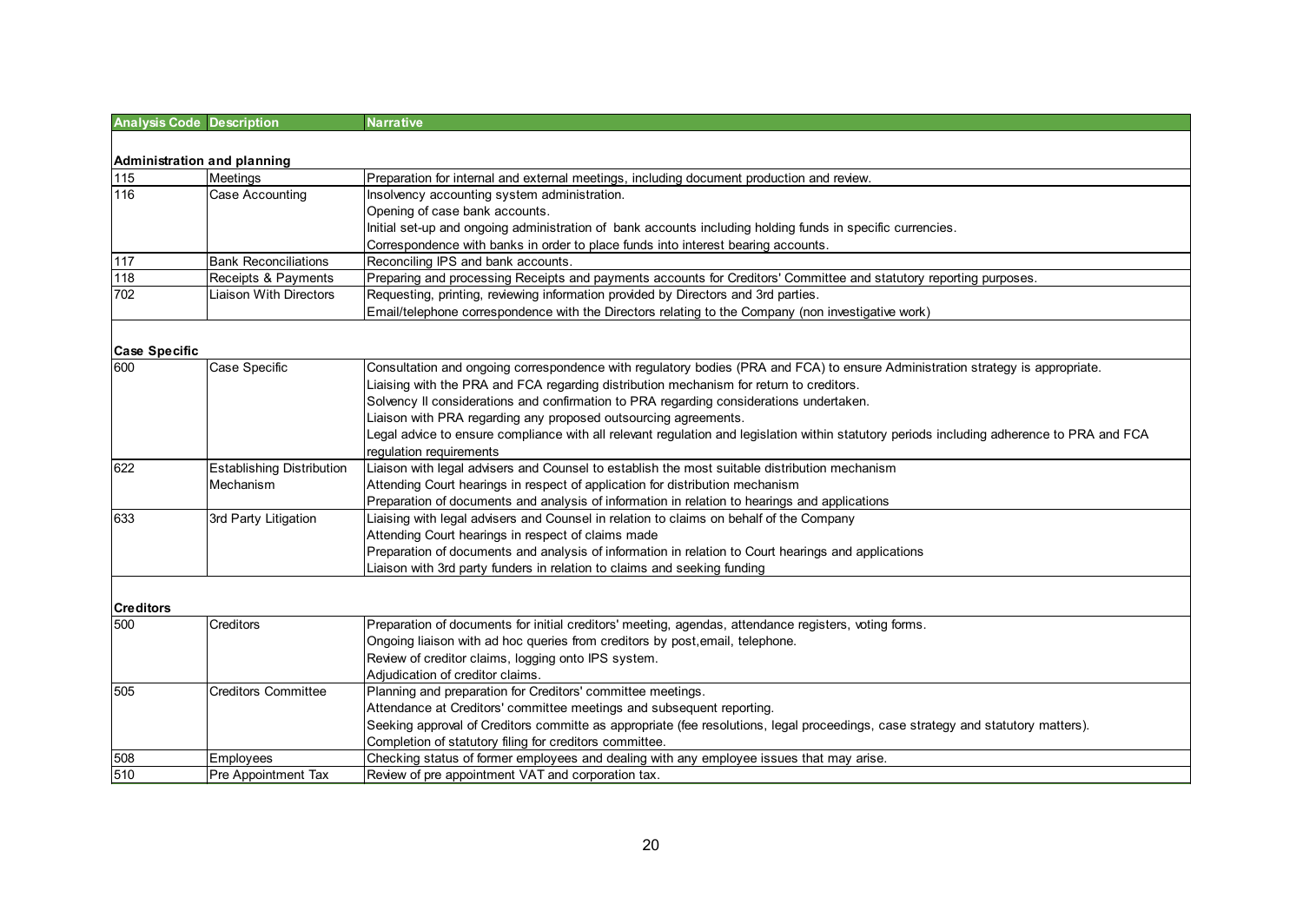| Analysis Code | Description | Narrative |
|---|---|---|
| **Administration and planning** | | |
| 115 | Meetings | Preparation for internal and external meetings, including document production and review. |
| 116 | Case Accounting | Insolvency accounting system administration. |
| | | Opening of case bank accounts. |
| | | Initial set-up and ongoing administration of bank accounts including holding funds in specific currencies. |
| | | Correspondence with banks in order to place funds into interest bearing accounts. |
| 117 | Bank Reconciliations | Reconciling IPS and bank accounts. |
| 118 | Receipts & Payments | Preparing and processing Receipts and payments accounts for Creditors' Committee and statutory reporting purposes. |
| 702 | Liaison With Directors | Requesting, printing, reviewing information provided by Directors and 3rd parties. |
| | | Email/telephone correspondence with the Directors relating to the Company (non investigative work) |
| **Case Specific** | | |
| 600 | Case Specific | Consultation and ongoing correspondence with regulatory bodies (PRA and FCA) to ensure Administration strategy is appropriate. |
| | | Liaising with the PRA and FCA regarding distribution mechanism for return to creditors. |
| | | Solvency II considerations and confirmation to PRA regarding considerations undertaken. |
| | | Liaison with PRA regarding any proposed outsourcing agreements. |
| | | Legal advice to ensure compliance with all relevant regulation and legislation within statutory periods including adherence to PRA and FCA regulation requirements |
| 622 | Establishing Distribution Mechanism | Liaison with legal advisers and Counsel to establish the most suitable distribution mechanism |
| | | Attending Court hearings in respect of application for distribution mechanism |
| | | Preparation of documents and analysis of information in relation to hearings and applications |
| 633 | 3rd Party Litigation | Liaising with legal advisers and Counsel in relation to claims on behalf of the Company |
| | | Attending Court hearings in respect of claims made |
| | | Preparation of documents and analysis of information in relation to Court hearings and applications |
| | | Liaison with 3rd party funders in relation to claims and seeking funding |
| **Creditors** | | |
| 500 | Creditors | Preparation of documents for initial creditors' meeting, agendas, attendance registers, voting forms. |
| | | Ongoing liaison with ad hoc queries from creditors by post,email, telephone. |
| | | Review of creditor claims, logging onto IPS system. |
| | | Adjudication of creditor claims. |
| 505 | Creditors Committee | Planning and preparation for Creditors' committee meetings. |
| | | Attendance at Creditors' committee meetings and subsequent reporting. |
| | | Seeking approval of Creditors committe as appropriate (fee resolutions, legal proceedings, case strategy and statutory matters). |
| | | Completion of statutory filing for creditors committee. |
| 508 | Employees | Checking status of former employees and dealing with any employee issues that may arise. |
| 510 | Pre Appointment Tax | Review of pre appointment VAT and corporation tax. |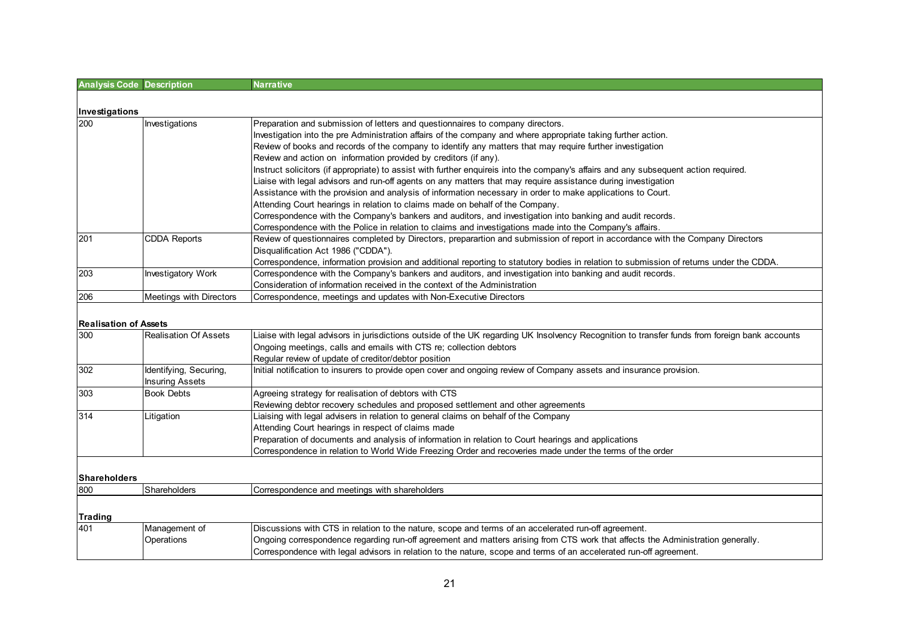| Analysis Code | Description | Narrative |
|---|---|---|
| **Investigations** | | |
| 200 | Investigations | Preparation and submission of letters and questionnaires to company directors.<br>Investigation into the pre Administration affairs of the company and where appropriate taking further action.<br>Review of books and records of the company to identify any matters that may require further investigation<br>Review and action on information provided by creditors (if any).<br>Instruct solicitors (if appropriate) to assist with further enquireis into the company's affairs and any subsequent action required.<br>Liaise with legal advisors and run-off agents on any matters that may require assistance during investigation<br>Assistance with the provision and analysis of information necessary in order to make applications to Court.<br>Attending Court hearings in relation to claims made on behalf of the Company.<br>Correspondence with the Company's bankers and auditors, and investigation into banking and audit records.<br>Correspondence with the Police in relation to claims and investigations made into the Company's affairs. |
| 201 | CDDA Reports | Review of questionnaires completed by Directors, preparartion and submission of report in accordance with the Company Directors Disqualification Act 1986 ("CDDA").<br>Correspondence, information provision and additional reporting to statutory bodies in relation to submission of returns under the CDDA. |
| 203 | Investigatory Work | Correspondence with the Company's bankers and auditors, and investigation into banking and audit records.<br>Consideration of information received in the context of the Administration |
| 206 | Meetings with Directors | Correspondence, meetings and updates with Non-Executive Directors |
| **Realisation of Assets** | | |
| 300 | Realisation Of Assets | Liaise with legal advisors in jurisdictions outside of the UK regarding UK Insolvency Recognition to transfer funds from foreign bank accounts<br>Ongoing meetings, calls and emails with CTS re; collection debtors<br>Regular review of update of creditor/debtor position |
| 302 | Identifying, Securing, Insuring Assets | Initial notification to insurers to provide open cover and ongoing review of Company assets and insurance provision. |
| 303 | Book Debts | Agreeing strategy for realisation of debtors with CTS<br>Reviewing debtor recovery schedules and proposed settlement and other agreements |
| 314 | Litigation | Liaising with legal advisers in relation to general claims on behalf of the Company<br>Attending Court hearings in respect of claims made<br>Preparation of documents and analysis of information in relation to Court hearings and applications<br>Correspondence in relation to World Wide Freezing Order and recoveries made under the terms of the order |
| **Shareholders** | | |
| 800 | Shareholders | Correspondence and meetings with shareholders |
| **Trading** | | |
| 401 | Management of Operations | Discussions with CTS in relation to the nature, scope and terms of an accelerated run-off agreement.<br>Ongoing correspondence regarding run-off agreement and matters arising from CTS work that affects the Administration generally.<br>Correspondence with legal advisors in relation to the nature, scope and terms of an accelerated run-off agreement. |